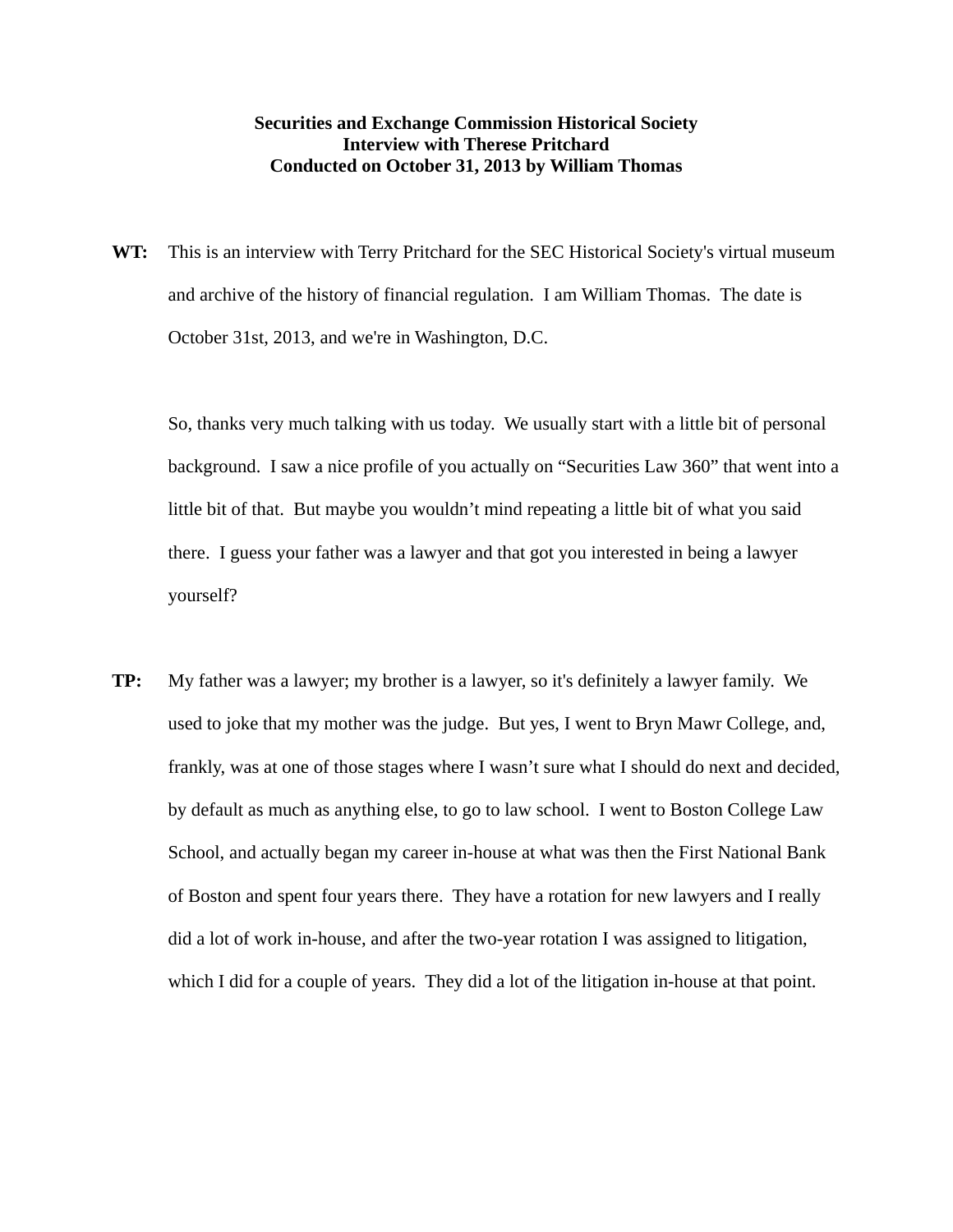**Securities and Exchange Commission Historical Society**
**Interview with Therese Pritchard**
**Conducted on October 31, 2013 by William Thomas**

**WT:** This is an interview with Terry Pritchard for the SEC Historical Society's virtual museum and archive of the history of financial regulation. I am William Thomas. The date is October 31st, 2013, and we're in Washington, D.C.

So, thanks very much talking with us today. We usually start with a little bit of personal background. I saw a nice profile of you actually on "Securities Law 360" that went into a little bit of that. But maybe you wouldn't mind repeating a little bit of what you said there. I guess your father was a lawyer and that got you interested in being a lawyer yourself?

**TP:** My father was a lawyer; my brother is a lawyer, so it's definitely a lawyer family. We used to joke that my mother was the judge. But yes, I went to Bryn Mawr College, and, frankly, was at one of those stages where I wasn't sure what I should do next and decided, by default as much as anything else, to go to law school. I went to Boston College Law School, and actually began my career in-house at what was then the First National Bank of Boston and spent four years there. They have a rotation for new lawyers and I really did a lot of work in-house, and after the two-year rotation I was assigned to litigation, which I did for a couple of years. They did a lot of the litigation in-house at that point.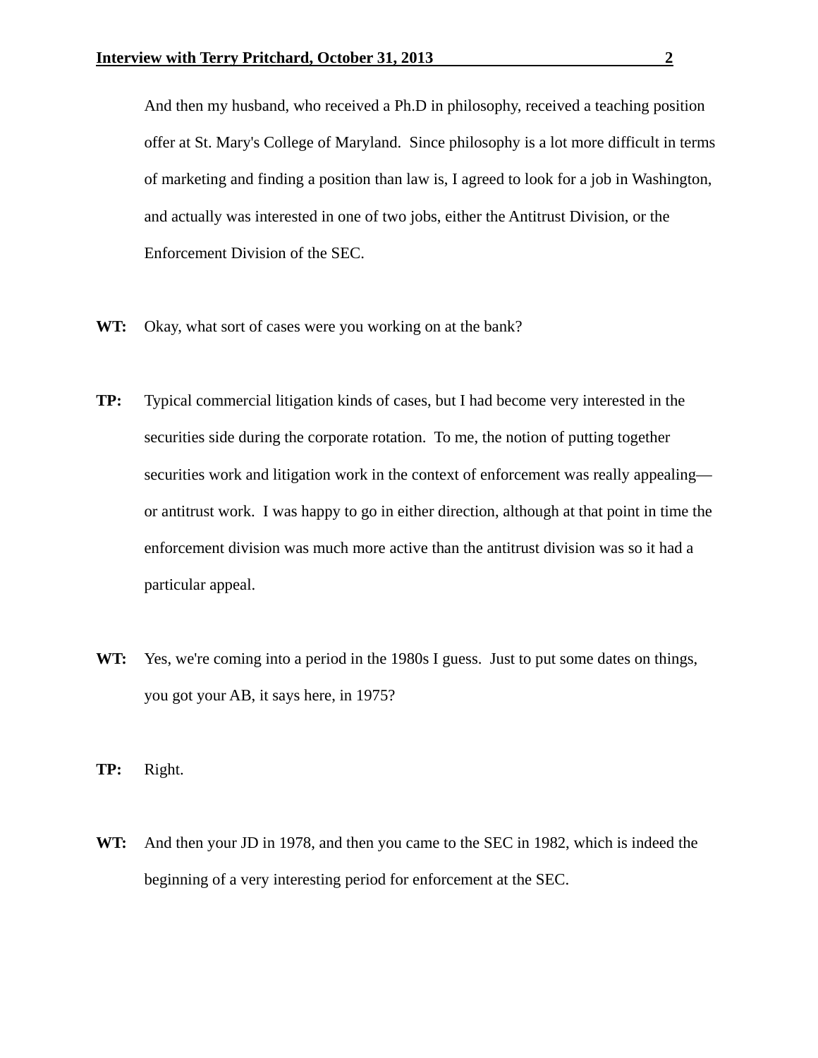And then my husband, who received a Ph.D in philosophy, received a teaching position offer at St. Mary's College of Maryland. Since philosophy is a lot more difficult in terms of marketing and finding a position than law is, I agreed to look for a job in Washington, and actually was interested in one of two jobs, either the Antitrust Division, or the Enforcement Division of the SEC.

**WT:** Okay, what sort of cases were you working on at the bank?

**TP:** Typical commercial litigation kinds of cases, but I had become very interested in the securities side during the corporate rotation. To me, the notion of putting together securities work and litigation work in the context of enforcement was really appealing—or antitrust work. I was happy to go in either direction, although at that point in time the enforcement division was much more active than the antitrust division was so it had a particular appeal.

**WT:** Yes, we're coming into a period in the 1980s I guess. Just to put some dates on things, you got your AB, it says here, in 1975?

**TP:** Right.

**WT:** And then your JD in 1978, and then you came to the SEC in 1982, which is indeed the beginning of a very interesting period for enforcement at the SEC.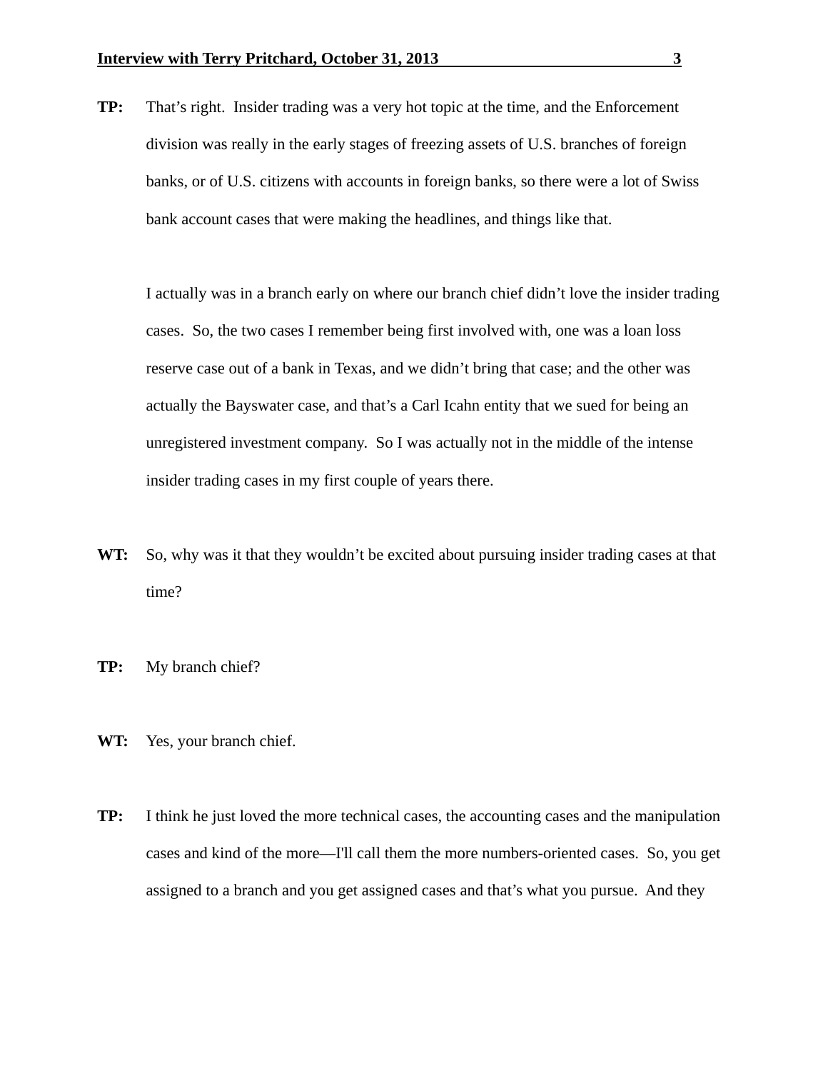**TP:** That's right. Insider trading was a very hot topic at the time, and the Enforcement division was really in the early stages of freezing assets of U.S. branches of foreign banks, or of U.S. citizens with accounts in foreign banks, so there were a lot of Swiss bank account cases that were making the headlines, and things like that.

I actually was in a branch early on where our branch chief didn't love the insider trading cases. So, the two cases I remember being first involved with, one was a loan loss reserve case out of a bank in Texas, and we didn't bring that case; and the other was actually the Bayswater case, and that's a Carl Icahn entity that we sued for being an unregistered investment company. So I was actually not in the middle of the intense insider trading cases in my first couple of years there.

**WT:** So, why was it that they wouldn't be excited about pursuing insider trading cases at that time?

**TP:** My branch chief?

**WT:** Yes, your branch chief.

**TP:** I think he just loved the more technical cases, the accounting cases and the manipulation cases and kind of the more—I'll call them the more numbers-oriented cases. So, you get assigned to a branch and you get assigned cases and that's what you pursue. And they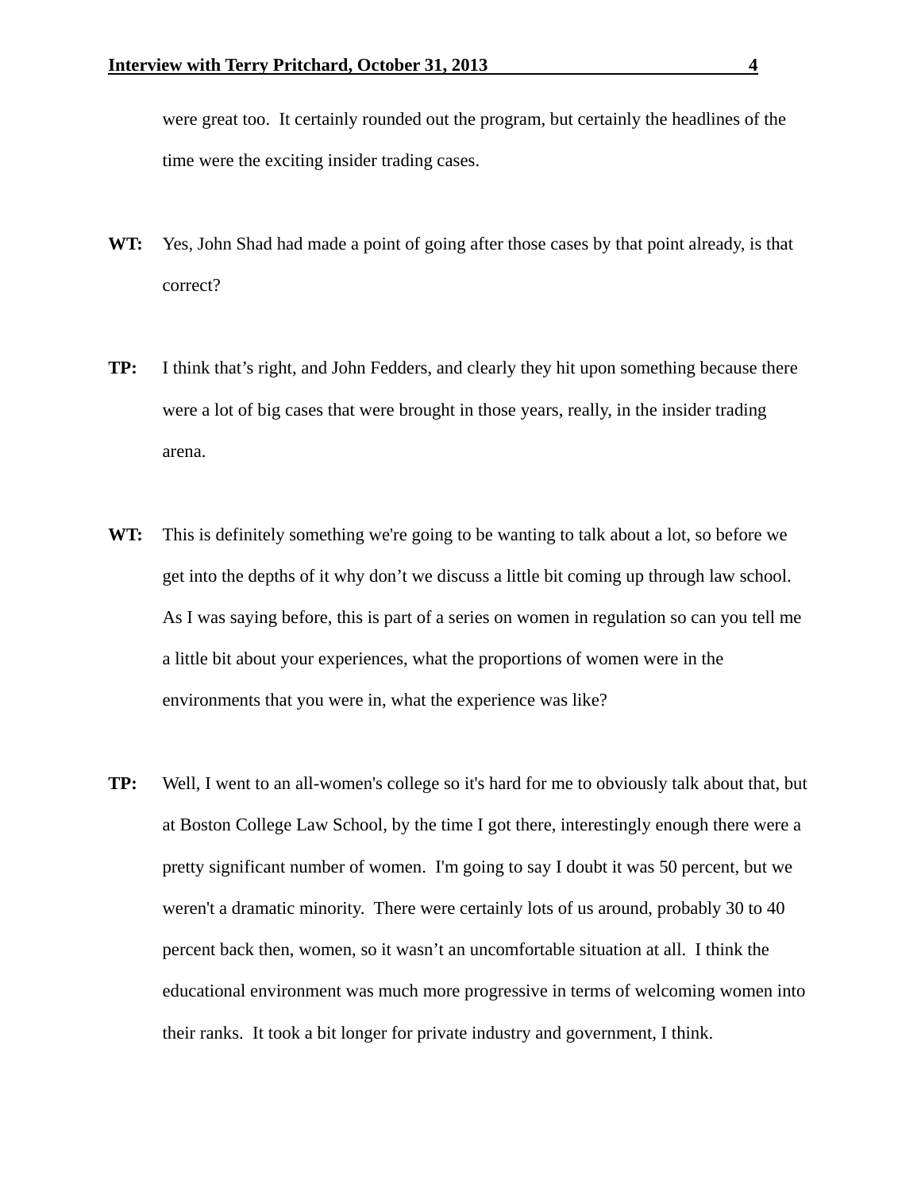were great too. It certainly rounded out the program, but certainly the headlines of the time were the exciting insider trading cases.

**WT:** Yes, John Shad had made a point of going after those cases by that point already, is that correct?

**TP:** I think that's right, and John Fedders, and clearly they hit upon something because there were a lot of big cases that were brought in those years, really, in the insider trading arena.

**WT:** This is definitely something we're going to be wanting to talk about a lot, so before we get into the depths of it why don't we discuss a little bit coming up through law school. As I was saying before, this is part of a series on women in regulation so can you tell me a little bit about your experiences, what the proportions of women were in the environments that you were in, what the experience was like?

**TP:** Well, I went to an all-women's college so it's hard for me to obviously talk about that, but at Boston College Law School, by the time I got there, interestingly enough there were a pretty significant number of women. I'm going to say I doubt it was 50 percent, but we weren't a dramatic minority. There were certainly lots of us around, probably 30 to 40 percent back then, women, so it wasn't an uncomfortable situation at all. I think the educational environment was much more progressive in terms of welcoming women into their ranks. It took a bit longer for private industry and government, I think.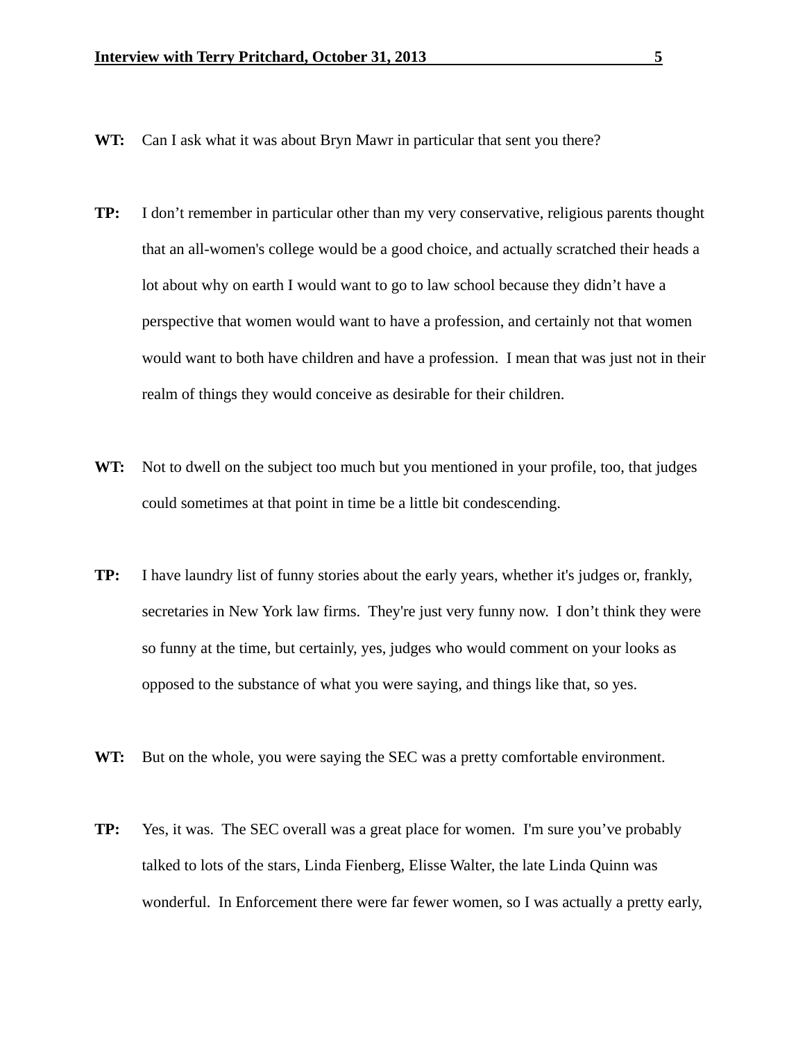**WT:** Can I ask what it was about Bryn Mawr in particular that sent you there?

**TP:** I don't remember in particular other than my very conservative, religious parents thought that an all-women's college would be a good choice, and actually scratched their heads a lot about why on earth I would want to go to law school because they didn't have a perspective that women would want to have a profession, and certainly not that women would want to both have children and have a profession. I mean that was just not in their realm of things they would conceive as desirable for their children.

**WT:** Not to dwell on the subject too much but you mentioned in your profile, too, that judges could sometimes at that point in time be a little bit condescending.

**TP:** I have laundry list of funny stories about the early years, whether it's judges or, frankly, secretaries in New York law firms. They're just very funny now. I don't think they were so funny at the time, but certainly, yes, judges who would comment on your looks as opposed to the substance of what you were saying, and things like that, so yes.

**WT:** But on the whole, you were saying the SEC was a pretty comfortable environment.

**TP:** Yes, it was. The SEC overall was a great place for women. I'm sure you've probably talked to lots of the stars, Linda Fienberg, Elisse Walter, the late Linda Quinn was wonderful. In Enforcement there were far fewer women, so I was actually a pretty early,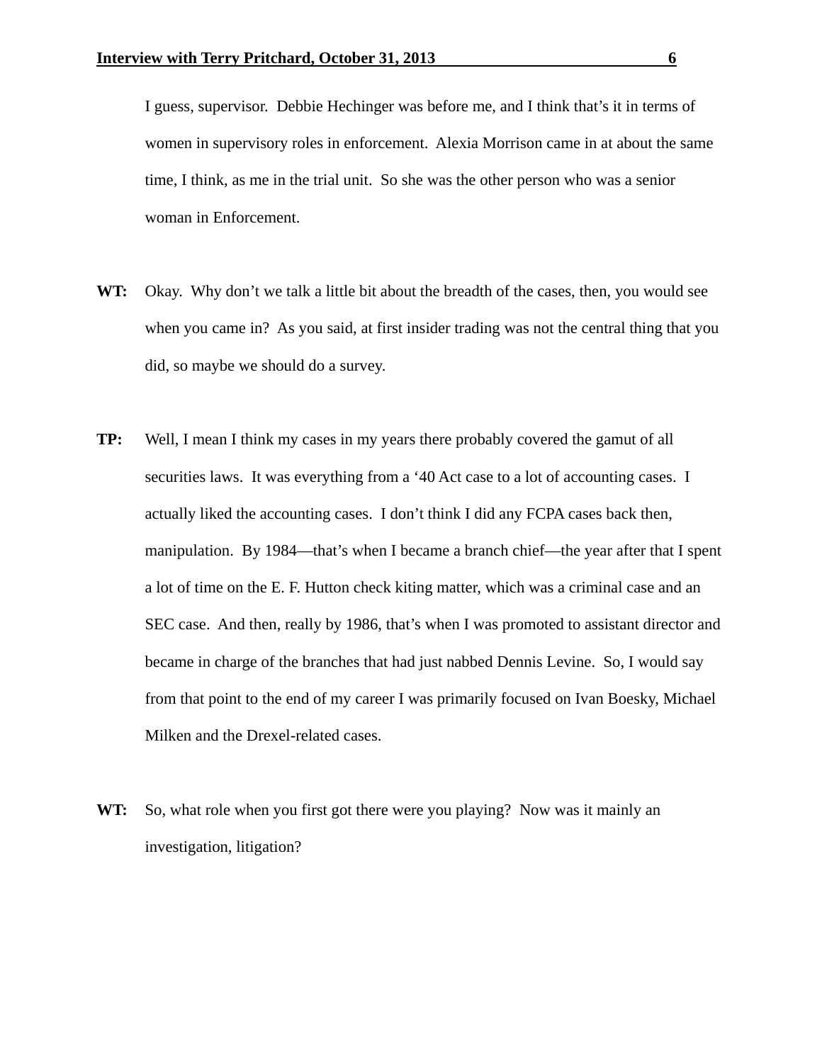I guess, supervisor. Debbie Hechinger was before me, and I think that's it in terms of women in supervisory roles in enforcement. Alexia Morrison came in at about the same time, I think, as me in the trial unit. So she was the other person who was a senior woman in Enforcement.

**WT:** Okay. Why don't we talk a little bit about the breadth of the cases, then, you would see when you came in? As you said, at first insider trading was not the central thing that you did, so maybe we should do a survey.

**TP:** Well, I mean I think my cases in my years there probably covered the gamut of all securities laws. It was everything from a '40 Act case to a lot of accounting cases. I actually liked the accounting cases. I don't think I did any FCPA cases back then, manipulation. By 1984—that's when I became a branch chief—the year after that I spent a lot of time on the E. F. Hutton check kiting matter, which was a criminal case and an SEC case. And then, really by 1986, that's when I was promoted to assistant director and became in charge of the branches that had just nabbed Dennis Levine. So, I would say from that point to the end of my career I was primarily focused on Ivan Boesky, Michael Milken and the Drexel-related cases.

**WT:** So, what role when you first got there were you playing? Now was it mainly an investigation, litigation?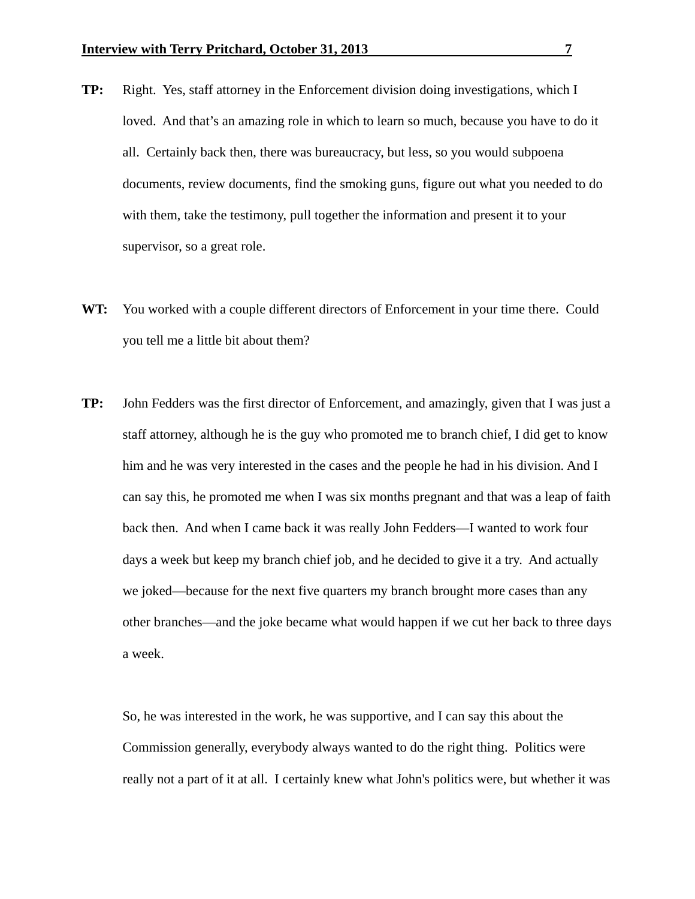**TP:** Right. Yes, staff attorney in the Enforcement division doing investigations, which I loved. And that's an amazing role in which to learn so much, because you have to do it all. Certainly back then, there was bureaucracy, but less, so you would subpoena documents, review documents, find the smoking guns, figure out what you needed to do with them, take the testimony, pull together the information and present it to your supervisor, so a great role.

**WT:** You worked with a couple different directors of Enforcement in your time there. Could you tell me a little bit about them?

**TP:** John Fedders was the first director of Enforcement, and amazingly, given that I was just a staff attorney, although he is the guy who promoted me to branch chief, I did get to know him and he was very interested in the cases and the people he had in his division. And I can say this, he promoted me when I was six months pregnant and that was a leap of faith back then. And when I came back it was really John Fedders—I wanted to work four days a week but keep my branch chief job, and he decided to give it a try. And actually we joked—because for the next five quarters my branch brought more cases than any other branches—and the joke became what would happen if we cut her back to three days a week.

So, he was interested in the work, he was supportive, and I can say this about the Commission generally, everybody always wanted to do the right thing. Politics were really not a part of it at all. I certainly knew what John's politics were, but whether it was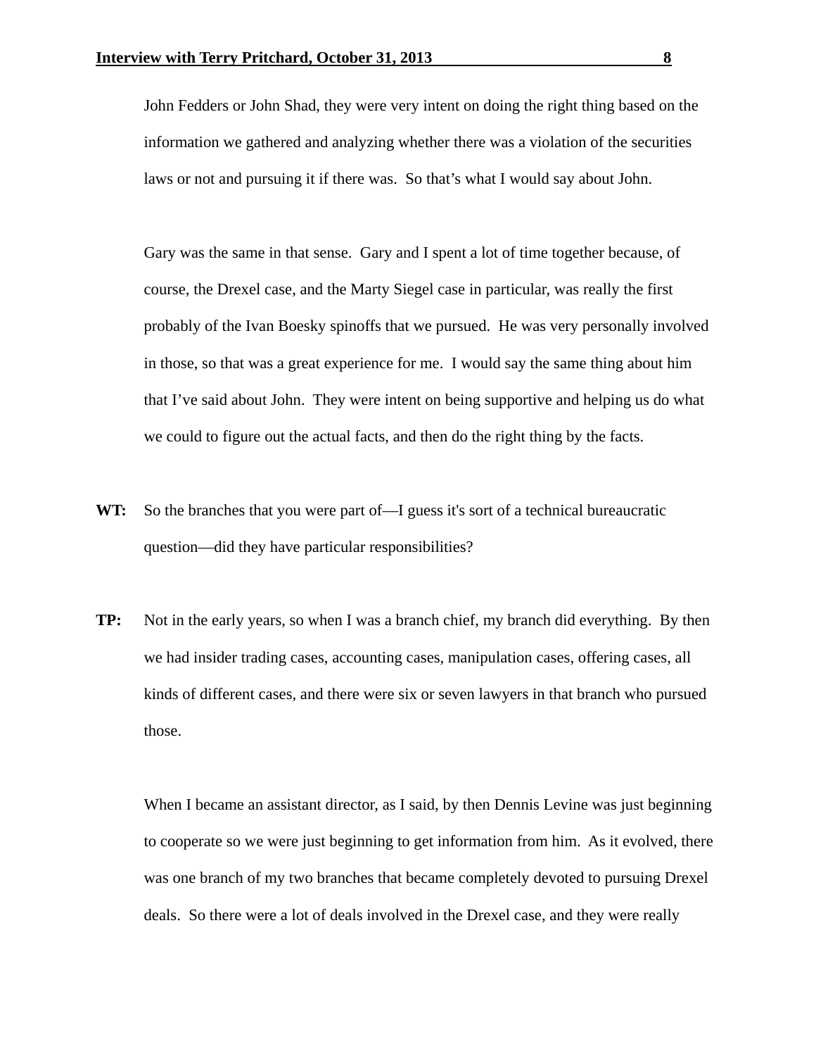John Fedders or John Shad, they were very intent on doing the right thing based on the information we gathered and analyzing whether there was a violation of the securities laws or not and pursuing it if there was. So that's what I would say about John.

Gary was the same in that sense. Gary and I spent a lot of time together because, of course, the Drexel case, and the Marty Siegel case in particular, was really the first probably of the Ivan Boesky spinoffs that we pursued. He was very personally involved in those, so that was a great experience for me. I would say the same thing about him that I've said about John. They were intent on being supportive and helping us do what we could to figure out the actual facts, and then do the right thing by the facts.

**WT:** So the branches that you were part of—I guess it's sort of a technical bureaucratic question—did they have particular responsibilities?

**TP:** Not in the early years, so when I was a branch chief, my branch did everything. By then we had insider trading cases, accounting cases, manipulation cases, offering cases, all kinds of different cases, and there were six or seven lawyers in that branch who pursued those.

When I became an assistant director, as I said, by then Dennis Levine was just beginning to cooperate so we were just beginning to get information from him. As it evolved, there was one branch of my two branches that became completely devoted to pursuing Drexel deals. So there were a lot of deals involved in the Drexel case, and they were really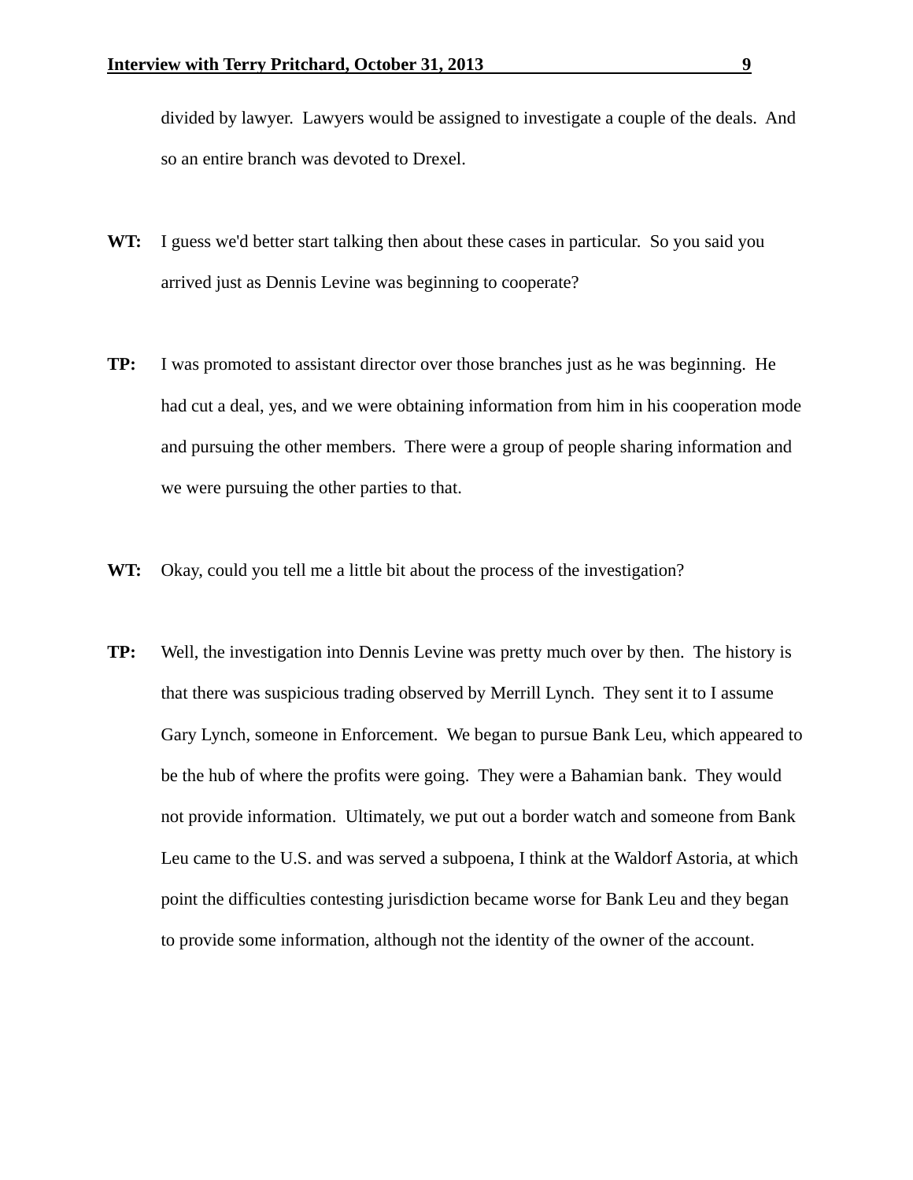divided by lawyer. Lawyers would be assigned to investigate a couple of the deals. And so an entire branch was devoted to Drexel.

**WT:** I guess we'd better start talking then about these cases in particular. So you said you arrived just as Dennis Levine was beginning to cooperate?

**TP:** I was promoted to assistant director over those branches just as he was beginning. He had cut a deal, yes, and we were obtaining information from him in his cooperation mode and pursuing the other members. There were a group of people sharing information and we were pursuing the other parties to that.

**WT:** Okay, could you tell me a little bit about the process of the investigation?

**TP:** Well, the investigation into Dennis Levine was pretty much over by then. The history is that there was suspicious trading observed by Merrill Lynch. They sent it to I assume Gary Lynch, someone in Enforcement. We began to pursue Bank Leu, which appeared to be the hub of where the profits were going. They were a Bahamian bank. They would not provide information. Ultimately, we put out a border watch and someone from Bank Leu came to the U.S. and was served a subpoena, I think at the Waldorf Astoria, at which point the difficulties contesting jurisdiction became worse for Bank Leu and they began to provide some information, although not the identity of the owner of the account.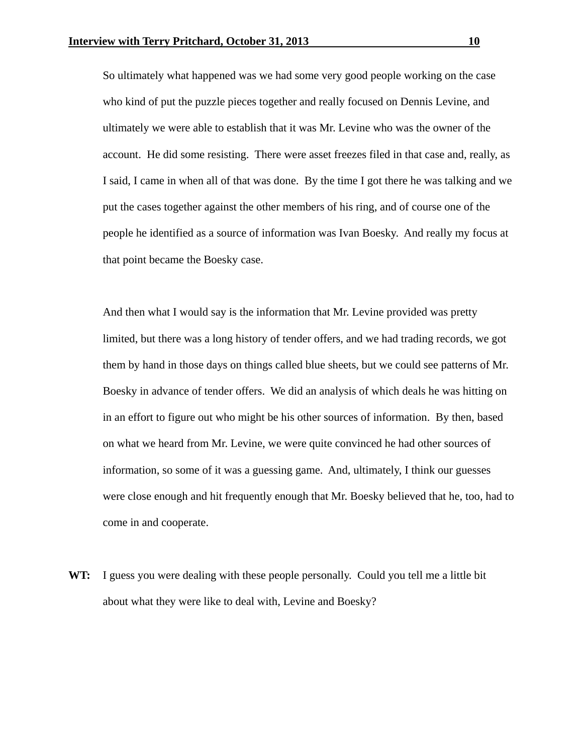So ultimately what happened was we had some very good people working on the case who kind of put the puzzle pieces together and really focused on Dennis Levine, and ultimately we were able to establish that it was Mr. Levine who was the owner of the account. He did some resisting. There were asset freezes filed in that case and, really, as I said, I came in when all of that was done. By the time I got there he was talking and we put the cases together against the other members of his ring, and of course one of the people he identified as a source of information was Ivan Boesky. And really my focus at that point became the Boesky case.

And then what I would say is the information that Mr. Levine provided was pretty limited, but there was a long history of tender offers, and we had trading records, we got them by hand in those days on things called blue sheets, but we could see patterns of Mr. Boesky in advance of tender offers. We did an analysis of which deals he was hitting on in an effort to figure out who might be his other sources of information. By then, based on what we heard from Mr. Levine, we were quite convinced he had other sources of information, so some of it was a guessing game. And, ultimately, I think our guesses were close enough and hit frequently enough that Mr. Boesky believed that he, too, had to come in and cooperate.

**WT:** I guess you were dealing with these people personally. Could you tell me a little bit about what they were like to deal with, Levine and Boesky?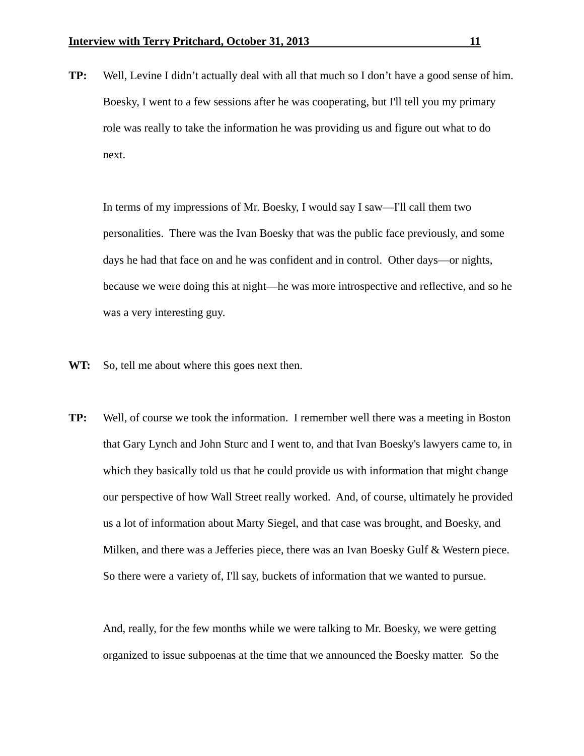**TP:** Well, Levine I didn't actually deal with all that much so I don't have a good sense of him. Boesky, I went to a few sessions after he was cooperating, but I'll tell you my primary role was really to take the information he was providing us and figure out what to do next.

In terms of my impressions of Mr. Boesky, I would say I saw—I'll call them two personalities. There was the Ivan Boesky that was the public face previously, and some days he had that face on and he was confident and in control. Other days—or nights, because we were doing this at night—he was more introspective and reflective, and so he was a very interesting guy.

**WT:** So, tell me about where this goes next then.

**TP:** Well, of course we took the information. I remember well there was a meeting in Boston that Gary Lynch and John Sturc and I went to, and that Ivan Boesky's lawyers came to, in which they basically told us that he could provide us with information that might change our perspective of how Wall Street really worked. And, of course, ultimately he provided us a lot of information about Marty Siegel, and that case was brought, and Boesky, and Milken, and there was a Jefferies piece, there was an Ivan Boesky Gulf & Western piece. So there were a variety of, I'll say, buckets of information that we wanted to pursue.

And, really, for the few months while we were talking to Mr. Boesky, we were getting organized to issue subpoenas at the time that we announced the Boesky matter. So the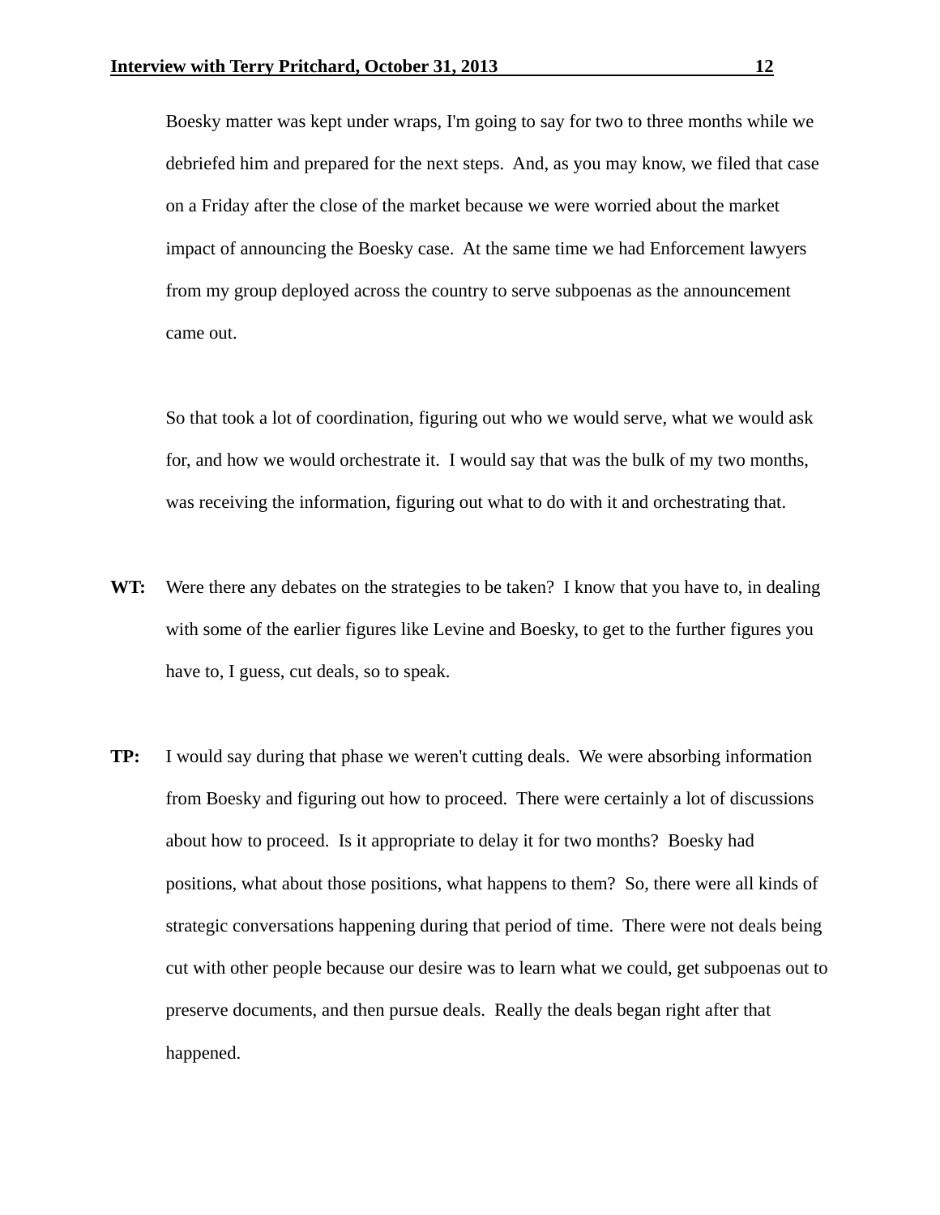Boesky matter was kept under wraps, I'm going to say for two to three months while we debriefed him and prepared for the next steps. And, as you may know, we filed that case on a Friday after the close of the market because we were worried about the market impact of announcing the Boesky case. At the same time we had Enforcement lawyers from my group deployed across the country to serve subpoenas as the announcement came out.

So that took a lot of coordination, figuring out who we would serve, what we would ask for, and how we would orchestrate it. I would say that was the bulk of my two months, was receiving the information, figuring out what to do with it and orchestrating that.

**WT:** Were there any debates on the strategies to be taken? I know that you have to, in dealing with some of the earlier figures like Levine and Boesky, to get to the further figures you have to, I guess, cut deals, so to speak.

**TP:** I would say during that phase we weren't cutting deals. We were absorbing information from Boesky and figuring out how to proceed. There were certainly a lot of discussions about how to proceed. Is it appropriate to delay it for two months? Boesky had positions, what about those positions, what happens to them? So, there were all kinds of strategic conversations happening during that period of time. There were not deals being cut with other people because our desire was to learn what we could, get subpoenas out to preserve documents, and then pursue deals. Really the deals began right after that happened.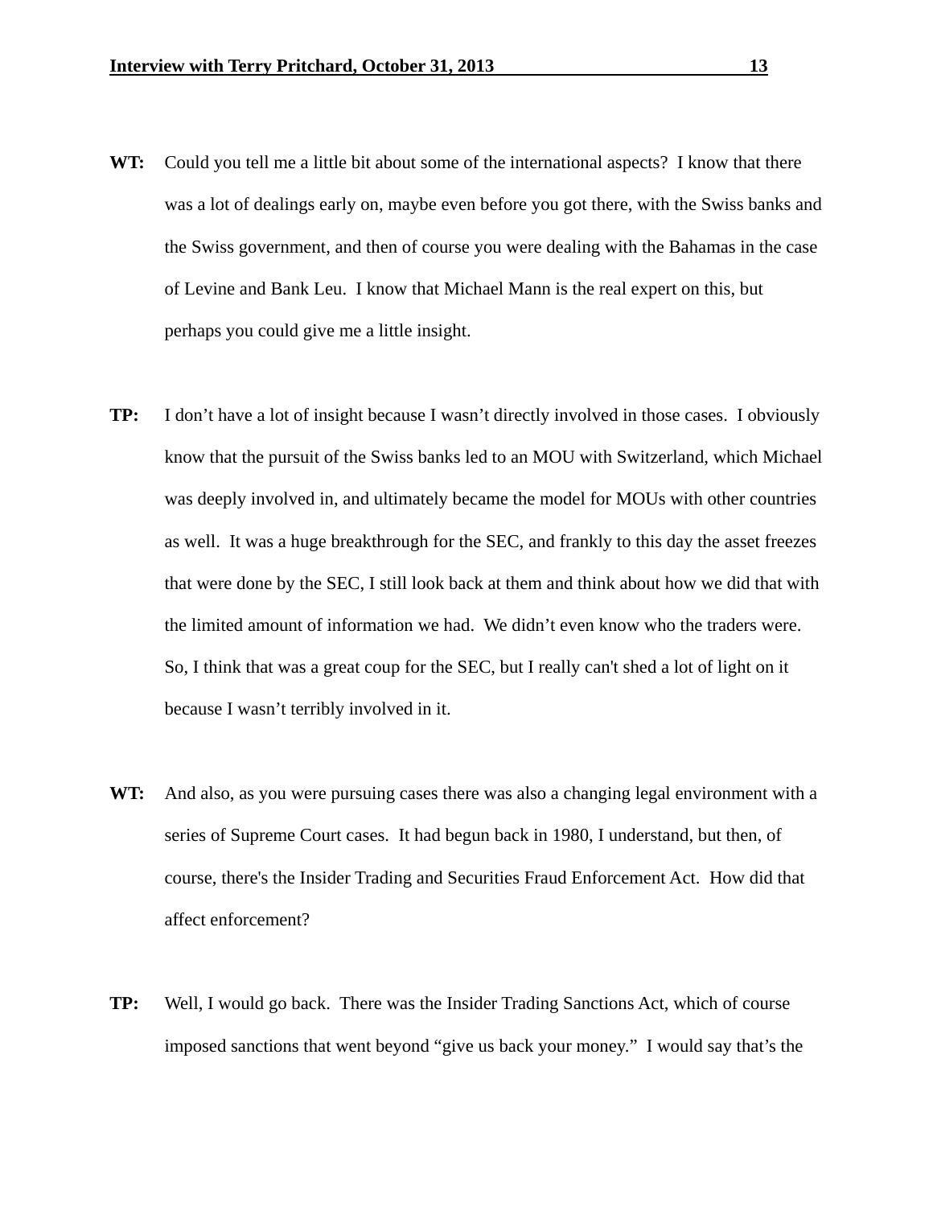**WT:** Could you tell me a little bit about some of the international aspects? I know that there was a lot of dealings early on, maybe even before you got there, with the Swiss banks and the Swiss government, and then of course you were dealing with the Bahamas in the case of Levine and Bank Leu. I know that Michael Mann is the real expert on this, but perhaps you could give me a little insight.

**TP:** I don't have a lot of insight because I wasn't directly involved in those cases. I obviously know that the pursuit of the Swiss banks led to an MOU with Switzerland, which Michael was deeply involved in, and ultimately became the model for MOUs with other countries as well. It was a huge breakthrough for the SEC, and frankly to this day the asset freezes that were done by the SEC, I still look back at them and think about how we did that with the limited amount of information we had. We didn't even know who the traders were. So, I think that was a great coup for the SEC, but I really can't shed a lot of light on it because I wasn't terribly involved in it.

**WT:** And also, as you were pursuing cases there was also a changing legal environment with a series of Supreme Court cases. It had begun back in 1980, I understand, but then, of course, there's the Insider Trading and Securities Fraud Enforcement Act. How did that affect enforcement?

**TP:** Well, I would go back. There was the Insider Trading Sanctions Act, which of course imposed sanctions that went beyond "give us back your money." I would say that's the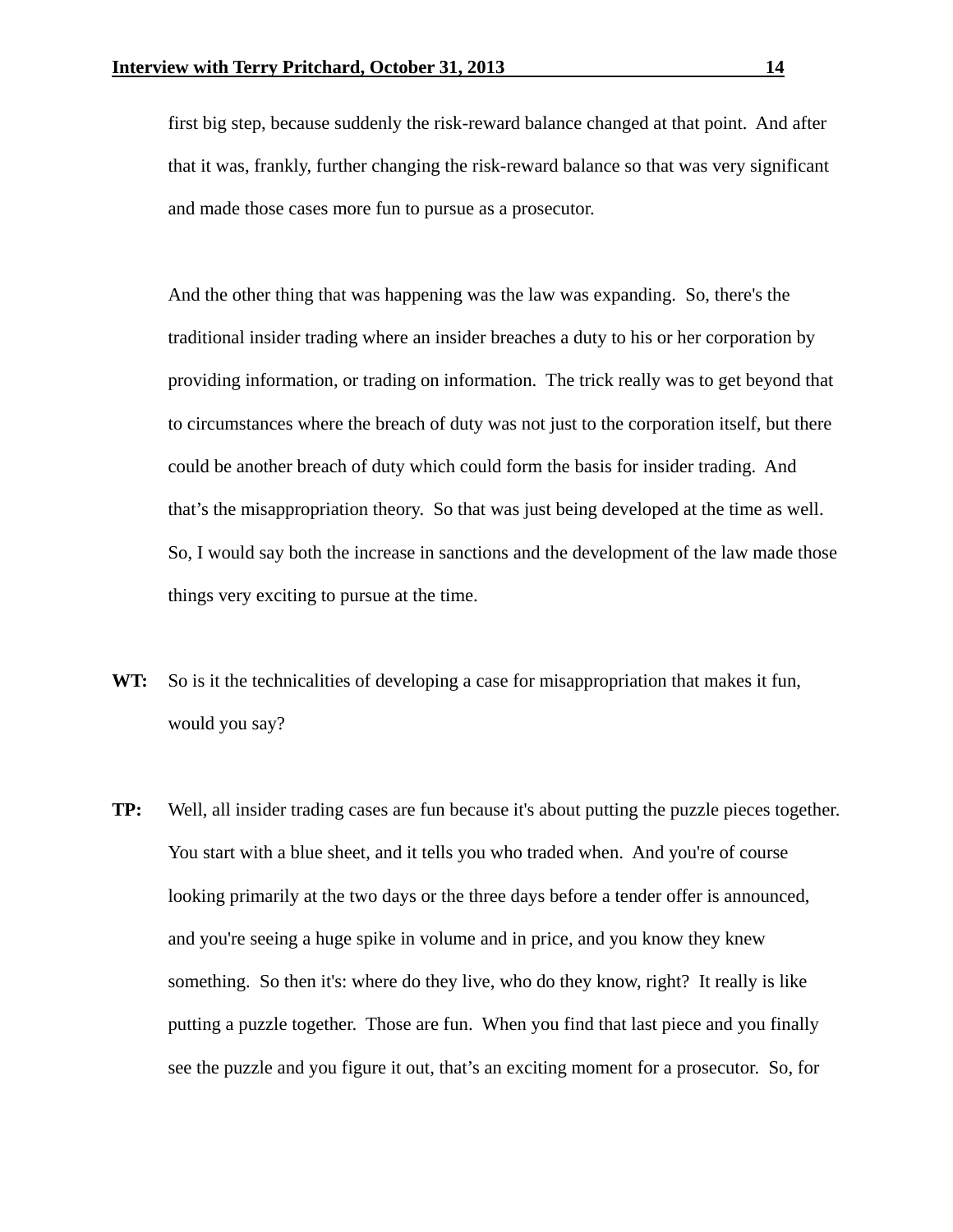first big step, because suddenly the risk-reward balance changed at that point. And after that it was, frankly, further changing the risk-reward balance so that was very significant and made those cases more fun to pursue as a prosecutor.

And the other thing that was happening was the law was expanding. So, there's the traditional insider trading where an insider breaches a duty to his or her corporation by providing information, or trading on information. The trick really was to get beyond that to circumstances where the breach of duty was not just to the corporation itself, but there could be another breach of duty which could form the basis for insider trading. And that's the misappropriation theory. So that was just being developed at the time as well. So, I would say both the increase in sanctions and the development of the law made those things very exciting to pursue at the time.

**WT:** So is it the technicalities of developing a case for misappropriation that makes it fun, would you say?

**TP:** Well, all insider trading cases are fun because it's about putting the puzzle pieces together. You start with a blue sheet, and it tells you who traded when. And you're of course looking primarily at the two days or the three days before a tender offer is announced, and you're seeing a huge spike in volume and in price, and you know they knew something. So then it's: where do they live, who do they know, right? It really is like putting a puzzle together. Those are fun. When you find that last piece and you finally see the puzzle and you figure it out, that's an exciting moment for a prosecutor. So, for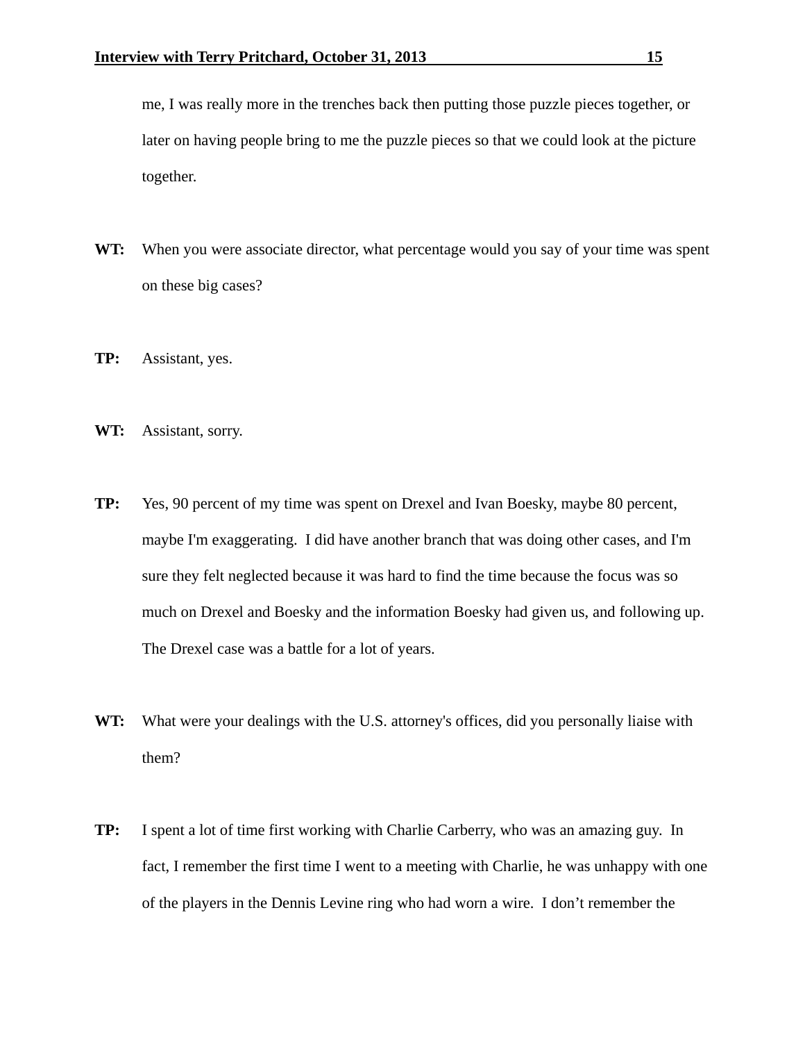me, I was really more in the trenches back then putting those puzzle pieces together, or later on having people bring to me the puzzle pieces so that we could look at the picture together.

**WT:** When you were associate director, what percentage would you say of your time was spent on these big cases?

**TP:** Assistant, yes.

**WT:** Assistant, sorry.

**TP:** Yes, 90 percent of my time was spent on Drexel and Ivan Boesky, maybe 80 percent, maybe I'm exaggerating. I did have another branch that was doing other cases, and I'm sure they felt neglected because it was hard to find the time because the focus was so much on Drexel and Boesky and the information Boesky had given us, and following up. The Drexel case was a battle for a lot of years.

**WT:** What were your dealings with the U.S. attorney's offices, did you personally liaise with them?

**TP:** I spent a lot of time first working with Charlie Carberry, who was an amazing guy. In fact, I remember the first time I went to a meeting with Charlie, he was unhappy with one of the players in the Dennis Levine ring who had worn a wire. I don't remember the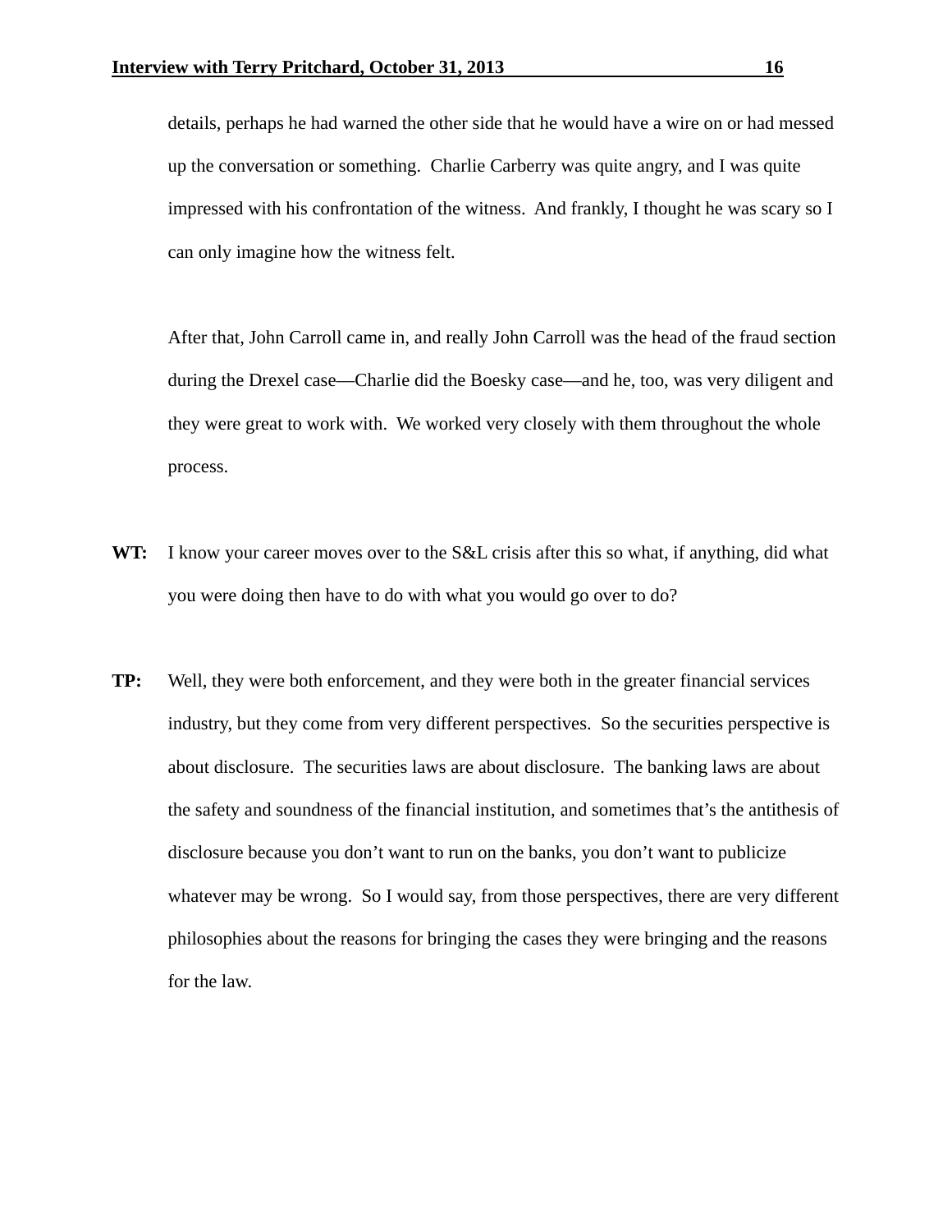details, perhaps he had warned the other side that he would have a wire on or had messed up the conversation or something. Charlie Carberry was quite angry, and I was quite impressed with his confrontation of the witness. And frankly, I thought he was scary so I can only imagine how the witness felt.

After that, John Carroll came in, and really John Carroll was the head of the fraud section during the Drexel case—Charlie did the Boesky case—and he, too, was very diligent and they were great to work with. We worked very closely with them throughout the whole process.

**WT:** I know your career moves over to the S&L crisis after this so what, if anything, did what you were doing then have to do with what you would go over to do?

**TP:** Well, they were both enforcement, and they were both in the greater financial services industry, but they come from very different perspectives. So the securities perspective is about disclosure. The securities laws are about disclosure. The banking laws are about the safety and soundness of the financial institution, and sometimes that's the antithesis of disclosure because you don't want to run on the banks, you don't want to publicize whatever may be wrong. So I would say, from those perspectives, there are very different philosophies about the reasons for bringing the cases they were bringing and the reasons for the law.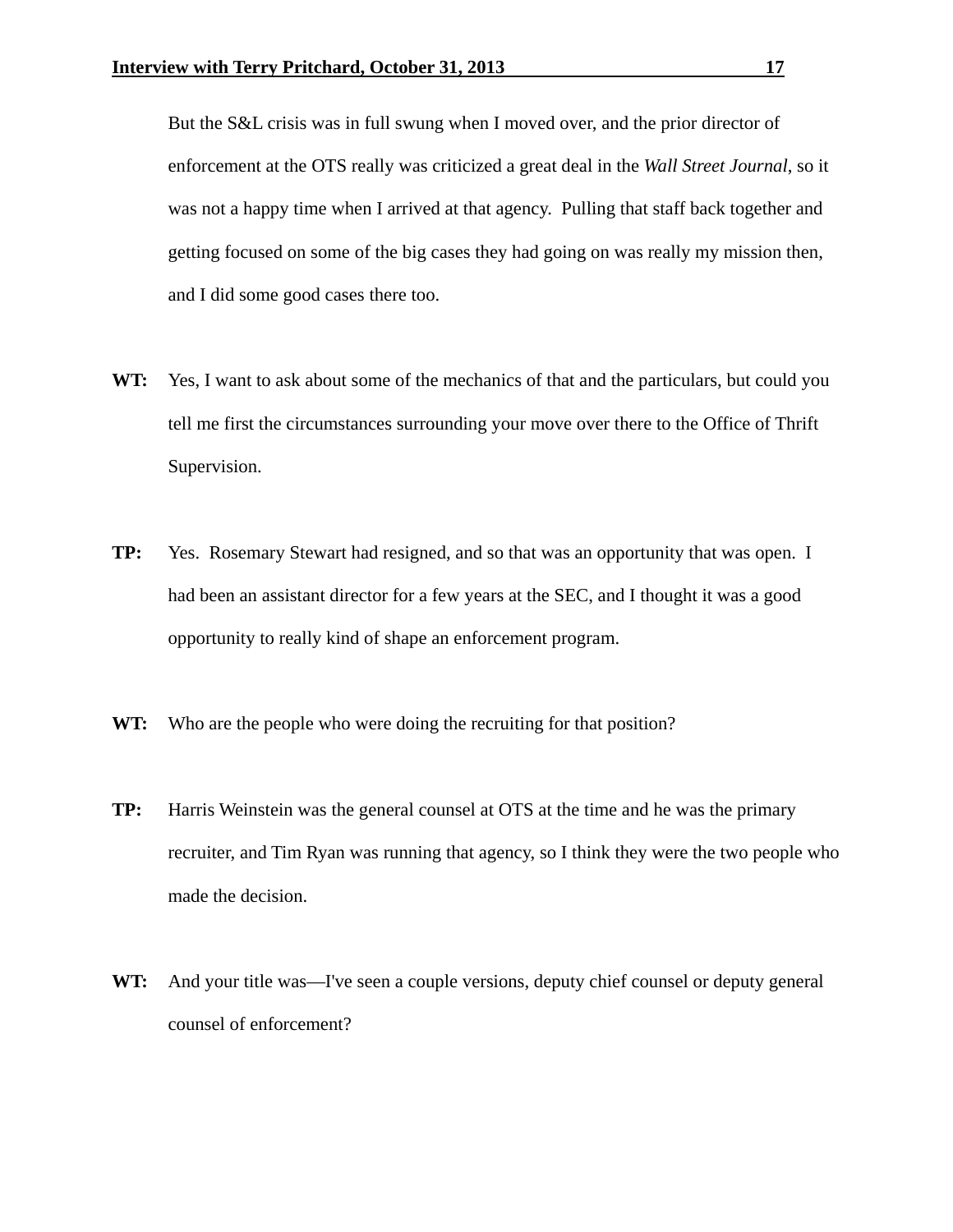But the S&L crisis was in full swung when I moved over, and the prior director of enforcement at the OTS really was criticized a great deal in the *Wall Street Journal*, so it was not a happy time when I arrived at that agency. Pulling that staff back together and getting focused on some of the big cases they had going on was really my mission then, and I did some good cases there too.

**WT:** Yes, I want to ask about some of the mechanics of that and the particulars, but could you tell me first the circumstances surrounding your move over there to the Office of Thrift Supervision.

**TP:** Yes. Rosemary Stewart had resigned, and so that was an opportunity that was open. I had been an assistant director for a few years at the SEC, and I thought it was a good opportunity to really kind of shape an enforcement program.

**WT:** Who are the people who were doing the recruiting for that position?

**TP:** Harris Weinstein was the general counsel at OTS at the time and he was the primary recruiter, and Tim Ryan was running that agency, so I think they were the two people who made the decision.

**WT:** And your title was—I've seen a couple versions, deputy chief counsel or deputy general counsel of enforcement?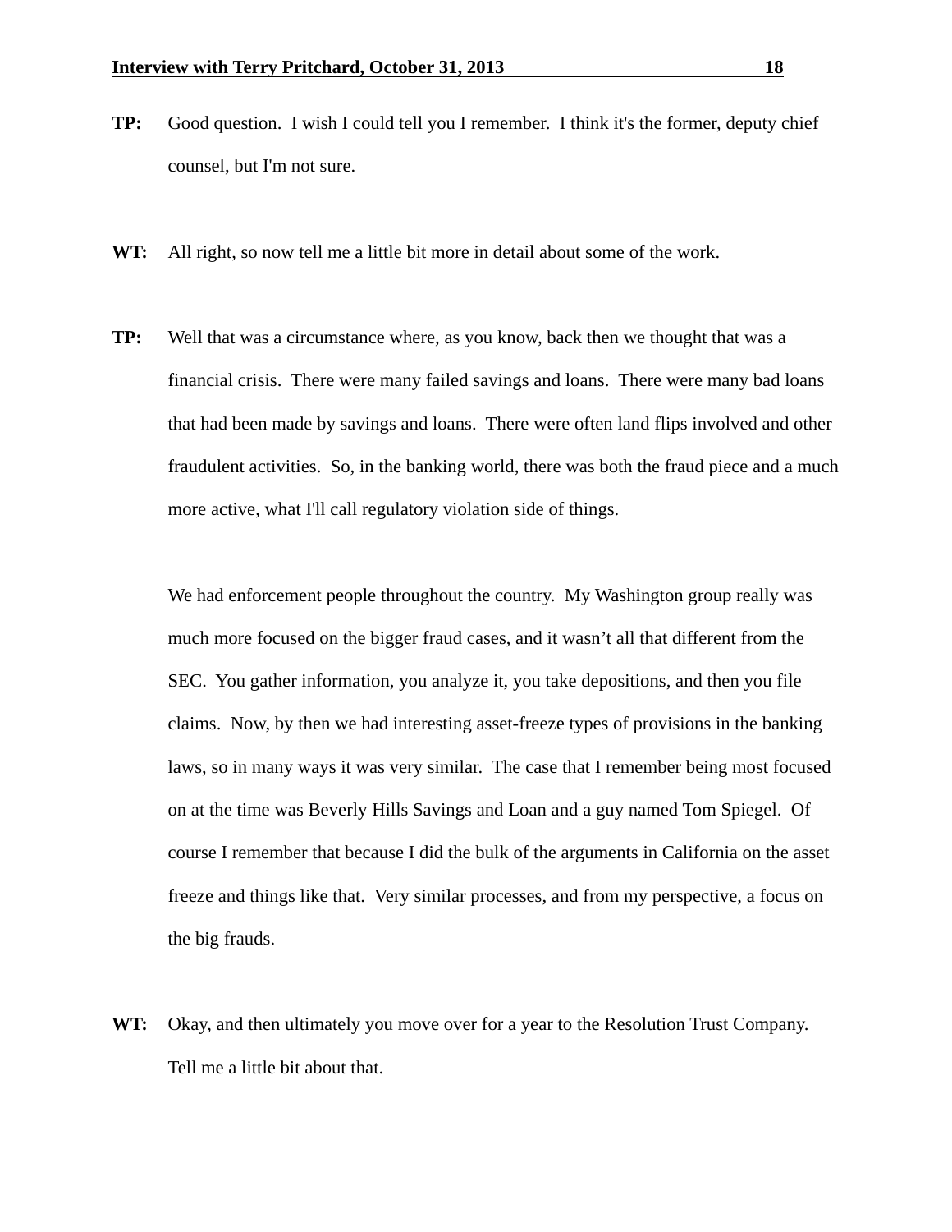**TP:** Good question. I wish I could tell you I remember. I think it's the former, deputy chief counsel, but I'm not sure.

**WT:** All right, so now tell me a little bit more in detail about some of the work.

**TP:** Well that was a circumstance where, as you know, back then we thought that was a financial crisis. There were many failed savings and loans. There were many bad loans that had been made by savings and loans. There were often land flips involved and other fraudulent activities. So, in the banking world, there was both the fraud piece and a much more active, what I'll call regulatory violation side of things.

We had enforcement people throughout the country. My Washington group really was much more focused on the bigger fraud cases, and it wasn't all that different from the SEC. You gather information, you analyze it, you take depositions, and then you file claims. Now, by then we had interesting asset-freeze types of provisions in the banking laws, so in many ways it was very similar. The case that I remember being most focused on at the time was Beverly Hills Savings and Loan and a guy named Tom Spiegel. Of course I remember that because I did the bulk of the arguments in California on the asset freeze and things like that. Very similar processes, and from my perspective, a focus on the big frauds.

**WT:** Okay, and then ultimately you move over for a year to the Resolution Trust Company. Tell me a little bit about that.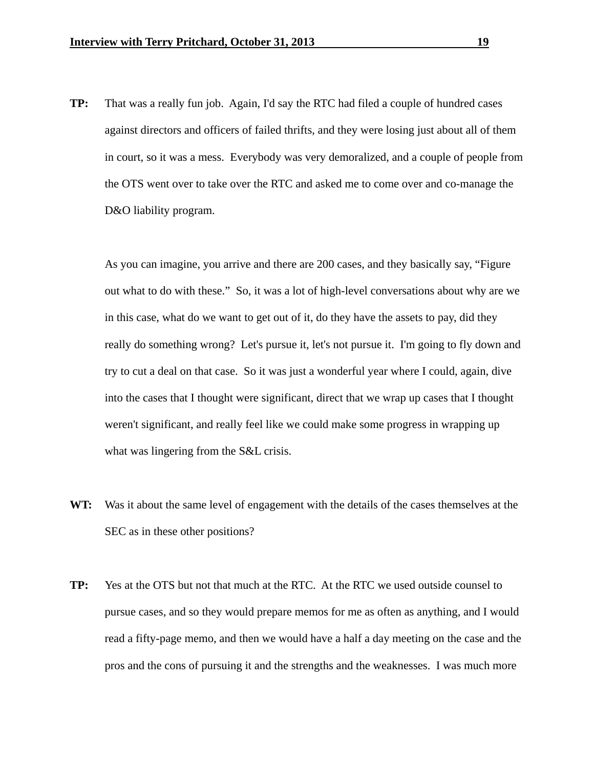**TP:** That was a really fun job. Again, I'd say the RTC had filed a couple of hundred cases against directors and officers of failed thrifts, and they were losing just about all of them in court, so it was a mess. Everybody was very demoralized, and a couple of people from the OTS went over to take over the RTC and asked me to come over and co-manage the D&O liability program.

As you can imagine, you arrive and there are 200 cases, and they basically say, "Figure out what to do with these." So, it was a lot of high-level conversations about why are we in this case, what do we want to get out of it, do they have the assets to pay, did they really do something wrong? Let's pursue it, let's not pursue it. I'm going to fly down and try to cut a deal on that case. So it was just a wonderful year where I could, again, dive into the cases that I thought were significant, direct that we wrap up cases that I thought weren't significant, and really feel like we could make some progress in wrapping up what was lingering from the S&L crisis.

**WT:** Was it about the same level of engagement with the details of the cases themselves at the SEC as in these other positions?

**TP:** Yes at the OTS but not that much at the RTC. At the RTC we used outside counsel to pursue cases, and so they would prepare memos for me as often as anything, and I would read a fifty-page memo, and then we would have a half a day meeting on the case and the pros and the cons of pursuing it and the strengths and the weaknesses. I was much more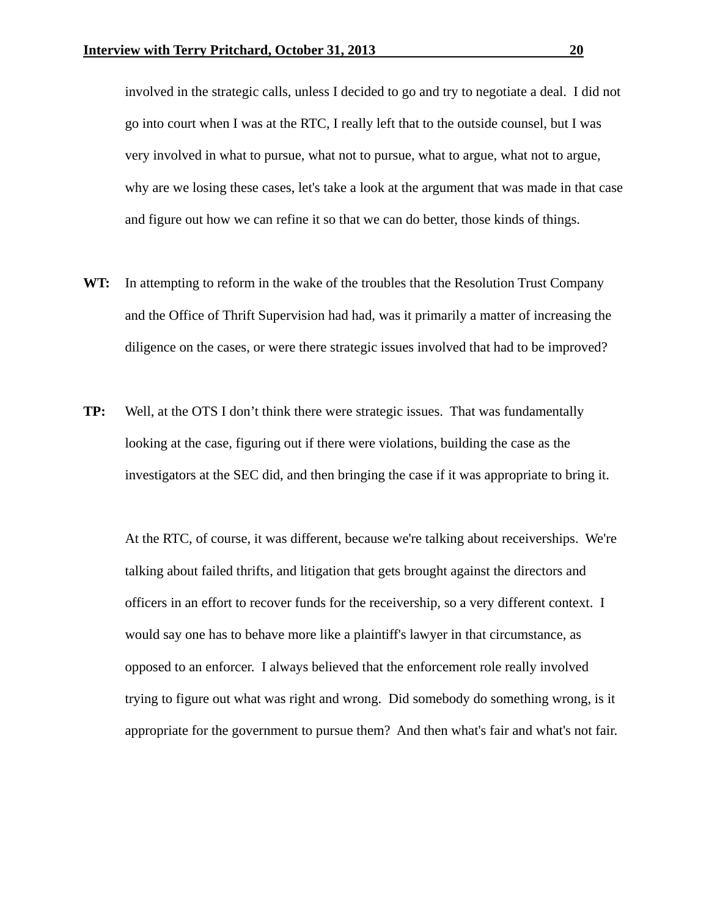involved in the strategic calls, unless I decided to go and try to negotiate a deal. I did not go into court when I was at the RTC, I really left that to the outside counsel, but I was very involved in what to pursue, what not to pursue, what to argue, what not to argue, why are we losing these cases, let's take a look at the argument that was made in that case and figure out how we can refine it so that we can do better, those kinds of things.

**WT:** In attempting to reform in the wake of the troubles that the Resolution Trust Company and the Office of Thrift Supervision had had, was it primarily a matter of increasing the diligence on the cases, or were there strategic issues involved that had to be improved?

**TP:** Well, at the OTS I don't think there were strategic issues. That was fundamentally looking at the case, figuring out if there were violations, building the case as the investigators at the SEC did, and then bringing the case if it was appropriate to bring it.

At the RTC, of course, it was different, because we're talking about receiverships. We're talking about failed thrifts, and litigation that gets brought against the directors and officers in an effort to recover funds for the receivership, so a very different context. I would say one has to behave more like a plaintiff's lawyer in that circumstance, as opposed to an enforcer. I always believed that the enforcement role really involved trying to figure out what was right and wrong. Did somebody do something wrong, is it appropriate for the government to pursue them? And then what's fair and what's not fair.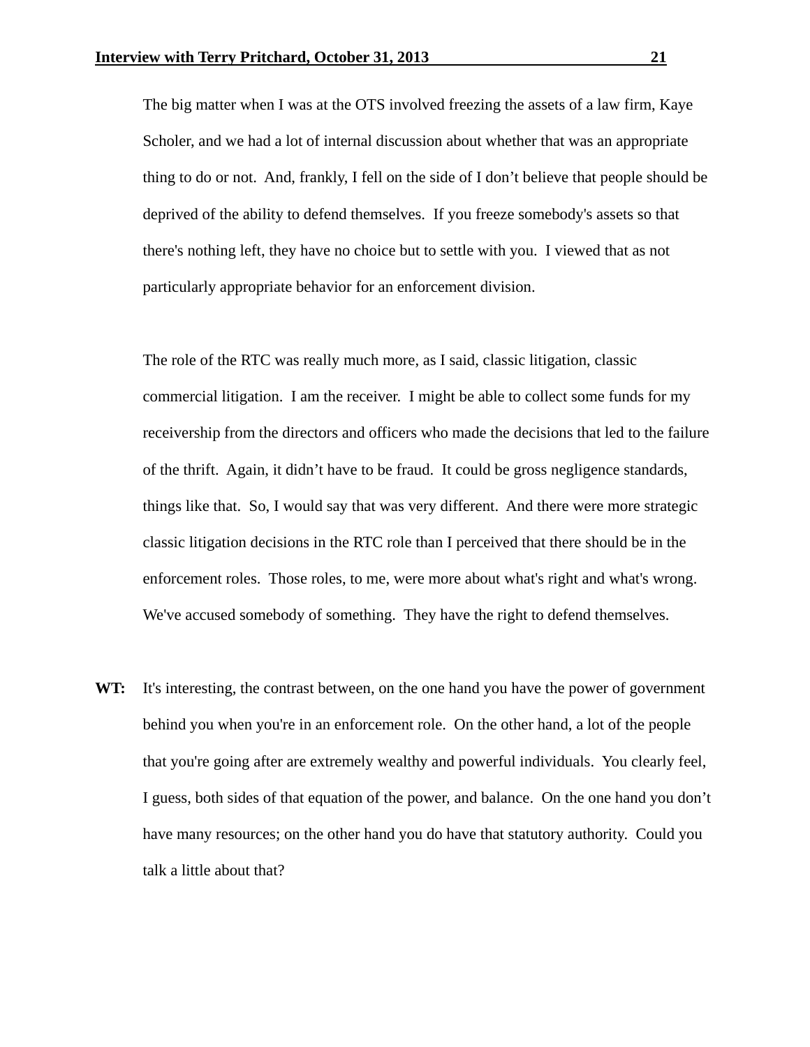The big matter when I was at the OTS involved freezing the assets of a law firm, Kaye Scholer, and we had a lot of internal discussion about whether that was an appropriate thing to do or not. And, frankly, I fell on the side of I don't believe that people should be deprived of the ability to defend themselves. If you freeze somebody's assets so that there's nothing left, they have no choice but to settle with you. I viewed that as not particularly appropriate behavior for an enforcement division.

The role of the RTC was really much more, as I said, classic litigation, classic commercial litigation. I am the receiver. I might be able to collect some funds for my receivership from the directors and officers who made the decisions that led to the failure of the thrift. Again, it didn't have to be fraud. It could be gross negligence standards, things like that. So, I would say that was very different. And there were more strategic classic litigation decisions in the RTC role than I perceived that there should be in the enforcement roles. Those roles, to me, were more about what's right and what's wrong. We've accused somebody of something. They have the right to defend themselves.

**WT:** It's interesting, the contrast between, on the one hand you have the power of government behind you when you're in an enforcement role. On the other hand, a lot of the people that you're going after are extremely wealthy and powerful individuals. You clearly feel, I guess, both sides of that equation of the power, and balance. On the one hand you don't have many resources; on the other hand you do have that statutory authority. Could you talk a little about that?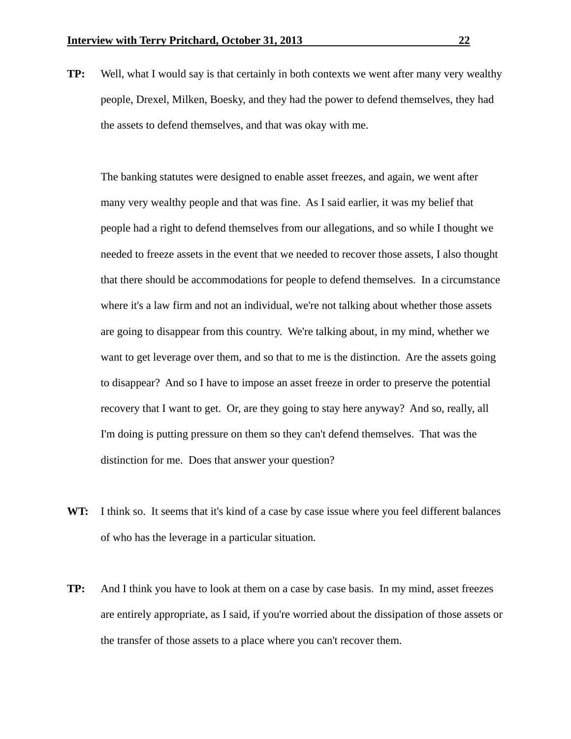**TP:** Well, what I would say is that certainly in both contexts we went after many very wealthy people, Drexel, Milken, Boesky, and they had the power to defend themselves, they had the assets to defend themselves, and that was okay with me.

The banking statutes were designed to enable asset freezes, and again, we went after many very wealthy people and that was fine. As I said earlier, it was my belief that people had a right to defend themselves from our allegations, and so while I thought we needed to freeze assets in the event that we needed to recover those assets, I also thought that there should be accommodations for people to defend themselves. In a circumstance where it's a law firm and not an individual, we're not talking about whether those assets are going to disappear from this country. We're talking about, in my mind, whether we want to get leverage over them, and so that to me is the distinction. Are the assets going to disappear? And so I have to impose an asset freeze in order to preserve the potential recovery that I want to get. Or, are they going to stay here anyway? And so, really, all I'm doing is putting pressure on them so they can't defend themselves. That was the distinction for me. Does that answer your question?

**WT:** I think so. It seems that it's kind of a case by case issue where you feel different balances of who has the leverage in a particular situation.

**TP:** And I think you have to look at them on a case by case basis. In my mind, asset freezes are entirely appropriate, as I said, if you're worried about the dissipation of those assets or the transfer of those assets to a place where you can't recover them.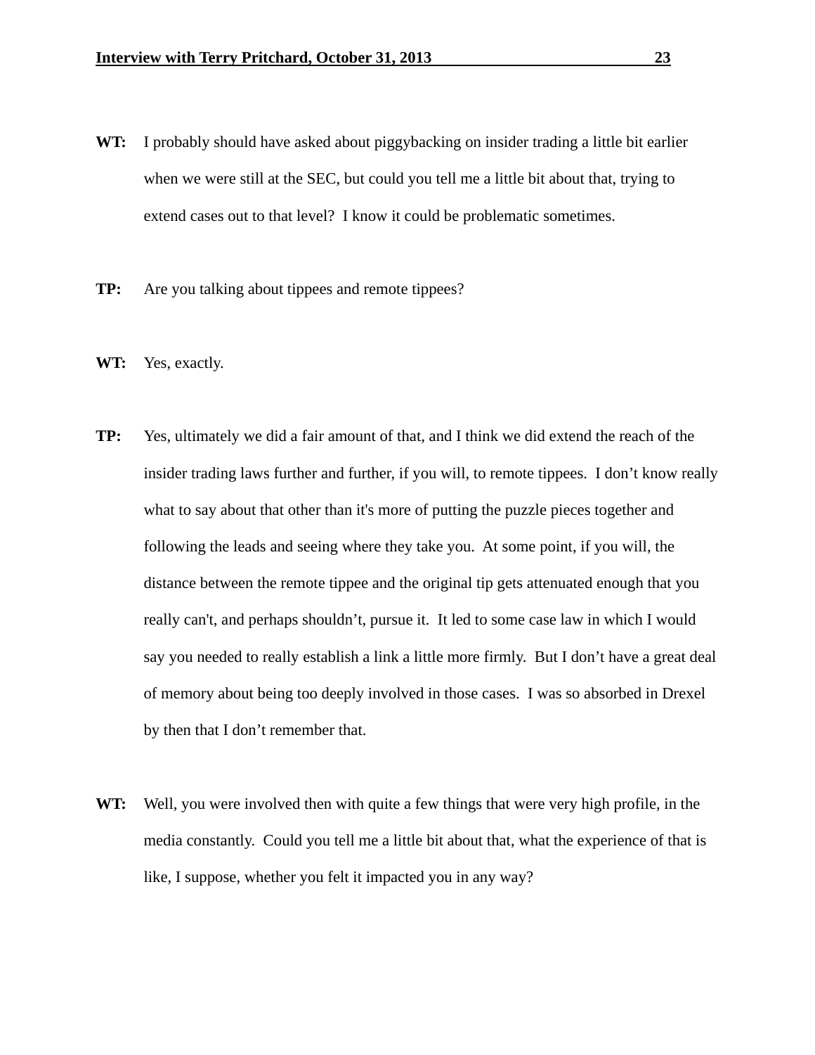**WT:** I probably should have asked about piggybacking on insider trading a little bit earlier when we were still at the SEC, but could you tell me a little bit about that, trying to extend cases out to that level? I know it could be problematic sometimes.

**TP:** Are you talking about tippees and remote tippees?

**WT:** Yes, exactly.

**TP:** Yes, ultimately we did a fair amount of that, and I think we did extend the reach of the insider trading laws further and further, if you will, to remote tippees. I don't know really what to say about that other than it's more of putting the puzzle pieces together and following the leads and seeing where they take you. At some point, if you will, the distance between the remote tippee and the original tip gets attenuated enough that you really can't, and perhaps shouldn't, pursue it. It led to some case law in which I would say you needed to really establish a link a little more firmly. But I don't have a great deal of memory about being too deeply involved in those cases. I was so absorbed in Drexel by then that I don't remember that.

**WT:** Well, you were involved then with quite a few things that were very high profile, in the media constantly. Could you tell me a little bit about that, what the experience of that is like, I suppose, whether you felt it impacted you in any way?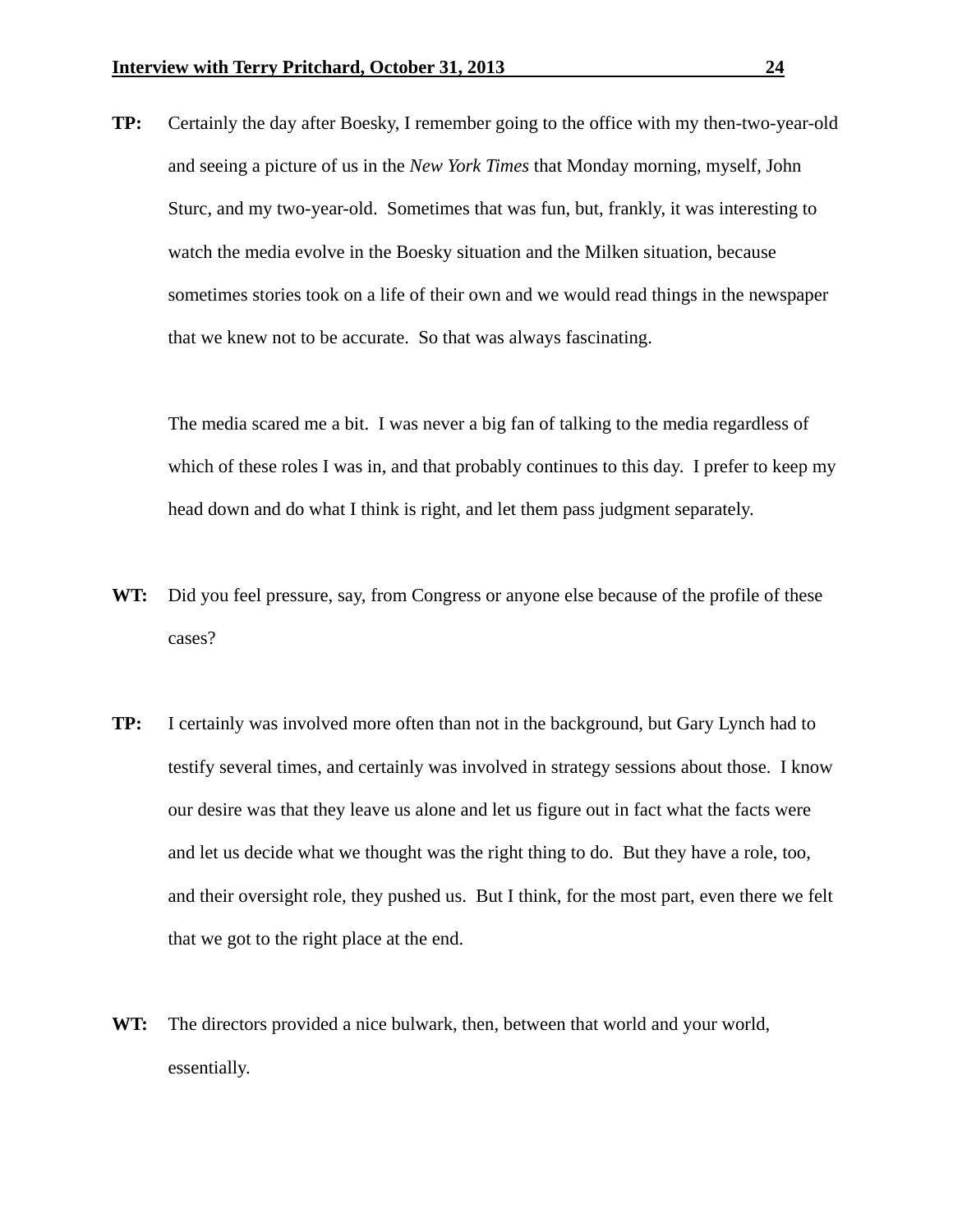**TP:** Certainly the day after Boesky, I remember going to the office with my then-two-year-old and seeing a picture of us in the *New York Times* that Monday morning, myself, John Sturc, and my two-year-old. Sometimes that was fun, but, frankly, it was interesting to watch the media evolve in the Boesky situation and the Milken situation, because sometimes stories took on a life of their own and we would read things in the newspaper that we knew not to be accurate. So that was always fascinating.

The media scared me a bit. I was never a big fan of talking to the media regardless of which of these roles I was in, and that probably continues to this day. I prefer to keep my head down and do what I think is right, and let them pass judgment separately.

**WT:** Did you feel pressure, say, from Congress or anyone else because of the profile of these cases?

**TP:** I certainly was involved more often than not in the background, but Gary Lynch had to testify several times, and certainly was involved in strategy sessions about those. I know our desire was that they leave us alone and let us figure out in fact what the facts were and let us decide what we thought was the right thing to do. But they have a role, too, and their oversight role, they pushed us. But I think, for the most part, even there we felt that we got to the right place at the end.

**WT:** The directors provided a nice bulwark, then, between that world and your world, essentially.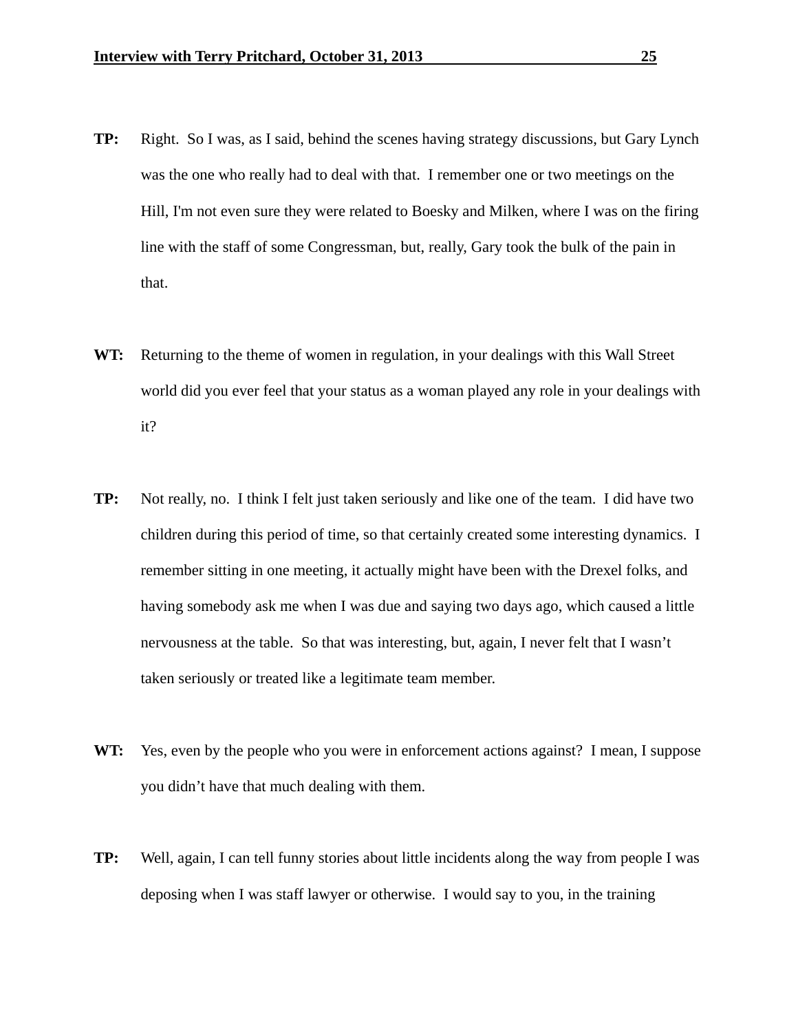**TP:** Right. So I was, as I said, behind the scenes having strategy discussions, but Gary Lynch was the one who really had to deal with that. I remember one or two meetings on the Hill, I'm not even sure they were related to Boesky and Milken, where I was on the firing line with the staff of some Congressman, but, really, Gary took the bulk of the pain in that.

**WT:** Returning to the theme of women in regulation, in your dealings with this Wall Street world did you ever feel that your status as a woman played any role in your dealings with it?

**TP:** Not really, no. I think I felt just taken seriously and like one of the team. I did have two children during this period of time, so that certainly created some interesting dynamics. I remember sitting in one meeting, it actually might have been with the Drexel folks, and having somebody ask me when I was due and saying two days ago, which caused a little nervousness at the table. So that was interesting, but, again, I never felt that I wasn't taken seriously or treated like a legitimate team member.

**WT:** Yes, even by the people who you were in enforcement actions against? I mean, I suppose you didn't have that much dealing with them.

**TP:** Well, again, I can tell funny stories about little incidents along the way from people I was deposing when I was staff lawyer or otherwise. I would say to you, in the training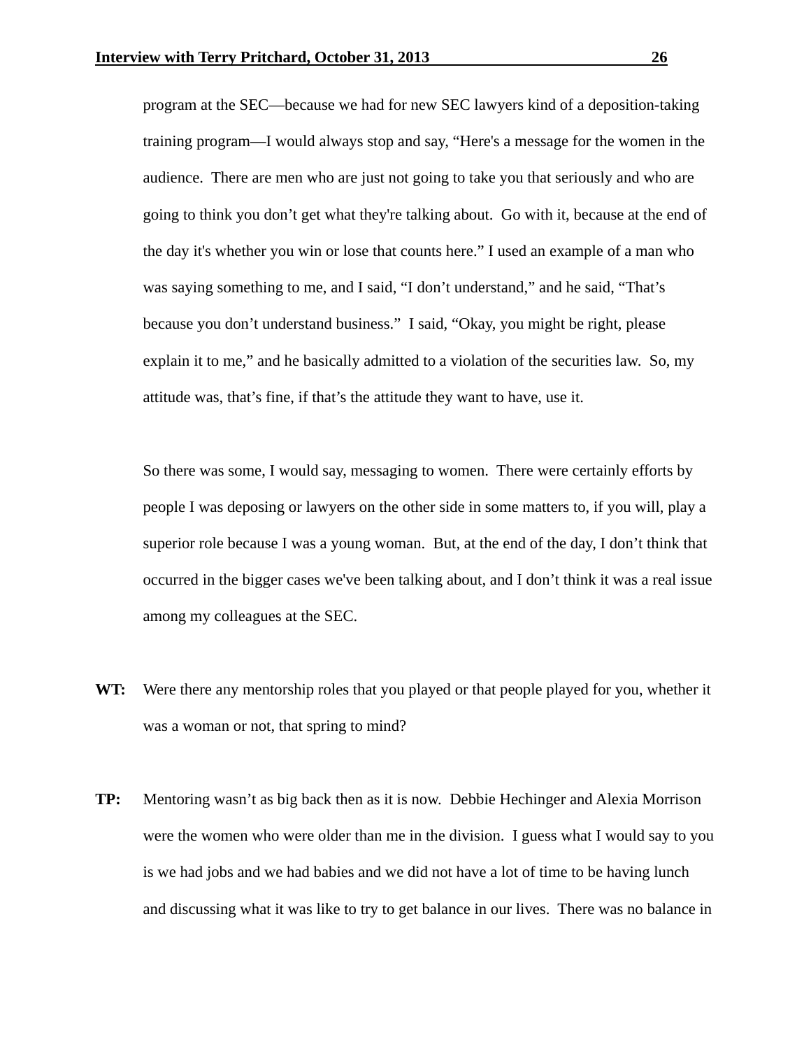program at the SEC—because we had for new SEC lawyers kind of a deposition-taking training program—I would always stop and say, "Here's a message for the women in the audience. There are men who are just not going to take you that seriously and who are going to think you don't get what they're talking about. Go with it, because at the end of the day it's whether you win or lose that counts here." I used an example of a man who was saying something to me, and I said, "I don't understand," and he said, "That's because you don't understand business." I said, "Okay, you might be right, please explain it to me," and he basically admitted to a violation of the securities law. So, my attitude was, that's fine, if that's the attitude they want to have, use it.

So there was some, I would say, messaging to women. There were certainly efforts by people I was deposing or lawyers on the other side in some matters to, if you will, play a superior role because I was a young woman. But, at the end of the day, I don't think that occurred in the bigger cases we've been talking about, and I don't think it was a real issue among my colleagues at the SEC.

**WT:** Were there any mentorship roles that you played or that people played for you, whether it was a woman or not, that spring to mind?

**TP:** Mentoring wasn't as big back then as it is now. Debbie Hechinger and Alexia Morrison were the women who were older than me in the division. I guess what I would say to you is we had jobs and we had babies and we did not have a lot of time to be having lunch and discussing what it was like to try to get balance in our lives. There was no balance in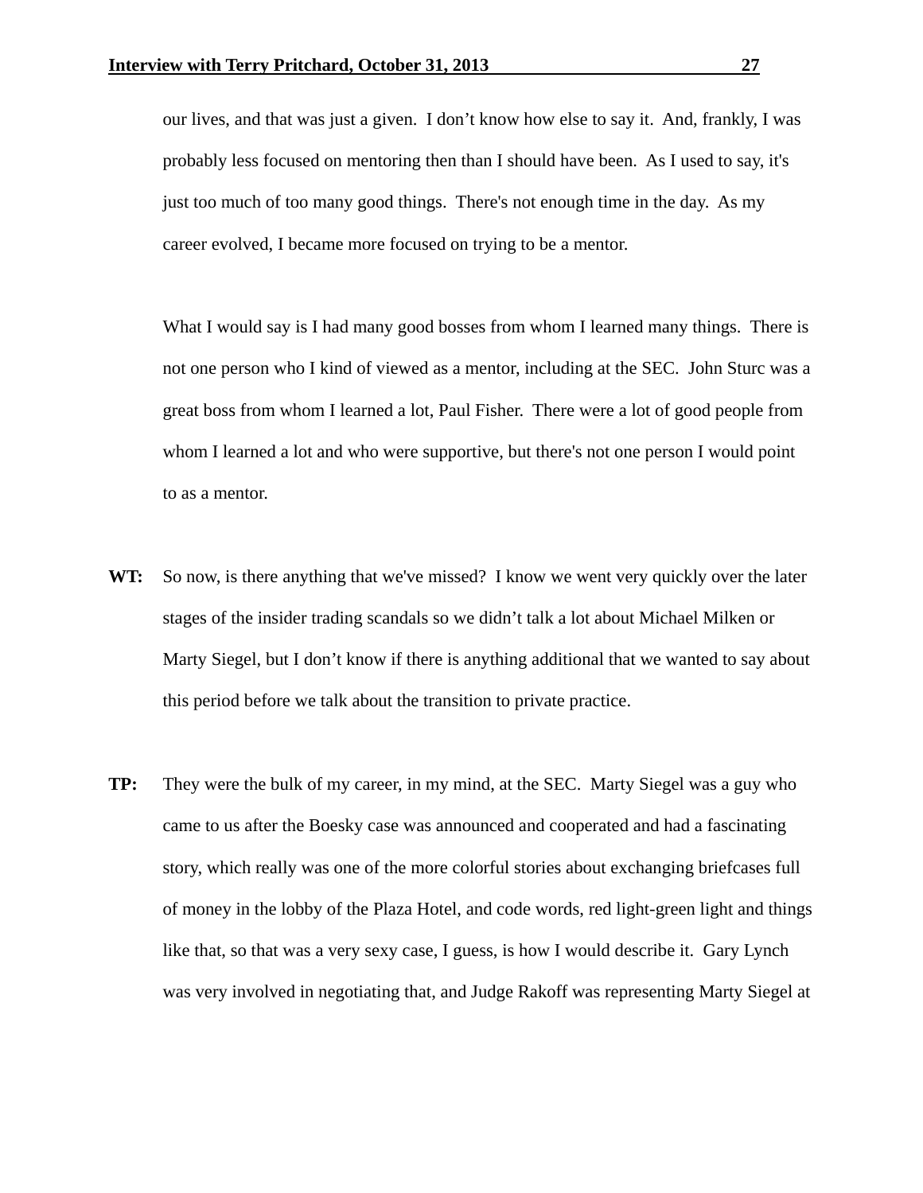our lives, and that was just a given. I don't know how else to say it. And, frankly, I was probably less focused on mentoring then than I should have been. As I used to say, it's just too much of too many good things. There's not enough time in the day. As my career evolved, I became more focused on trying to be a mentor.

What I would say is I had many good bosses from whom I learned many things. There is not one person who I kind of viewed as a mentor, including at the SEC. John Sturc was a great boss from whom I learned a lot, Paul Fisher. There were a lot of good people from whom I learned a lot and who were supportive, but there's not one person I would point to as a mentor.

**WT:** So now, is there anything that we've missed? I know we went very quickly over the later stages of the insider trading scandals so we didn't talk a lot about Michael Milken or Marty Siegel, but I don't know if there is anything additional that we wanted to say about this period before we talk about the transition to private practice.

**TP:** They were the bulk of my career, in my mind, at the SEC. Marty Siegel was a guy who came to us after the Boesky case was announced and cooperated and had a fascinating story, which really was one of the more colorful stories about exchanging briefcases full of money in the lobby of the Plaza Hotel, and code words, red light-green light and things like that, so that was a very sexy case, I guess, is how I would describe it. Gary Lynch was very involved in negotiating that, and Judge Rakoff was representing Marty Siegel at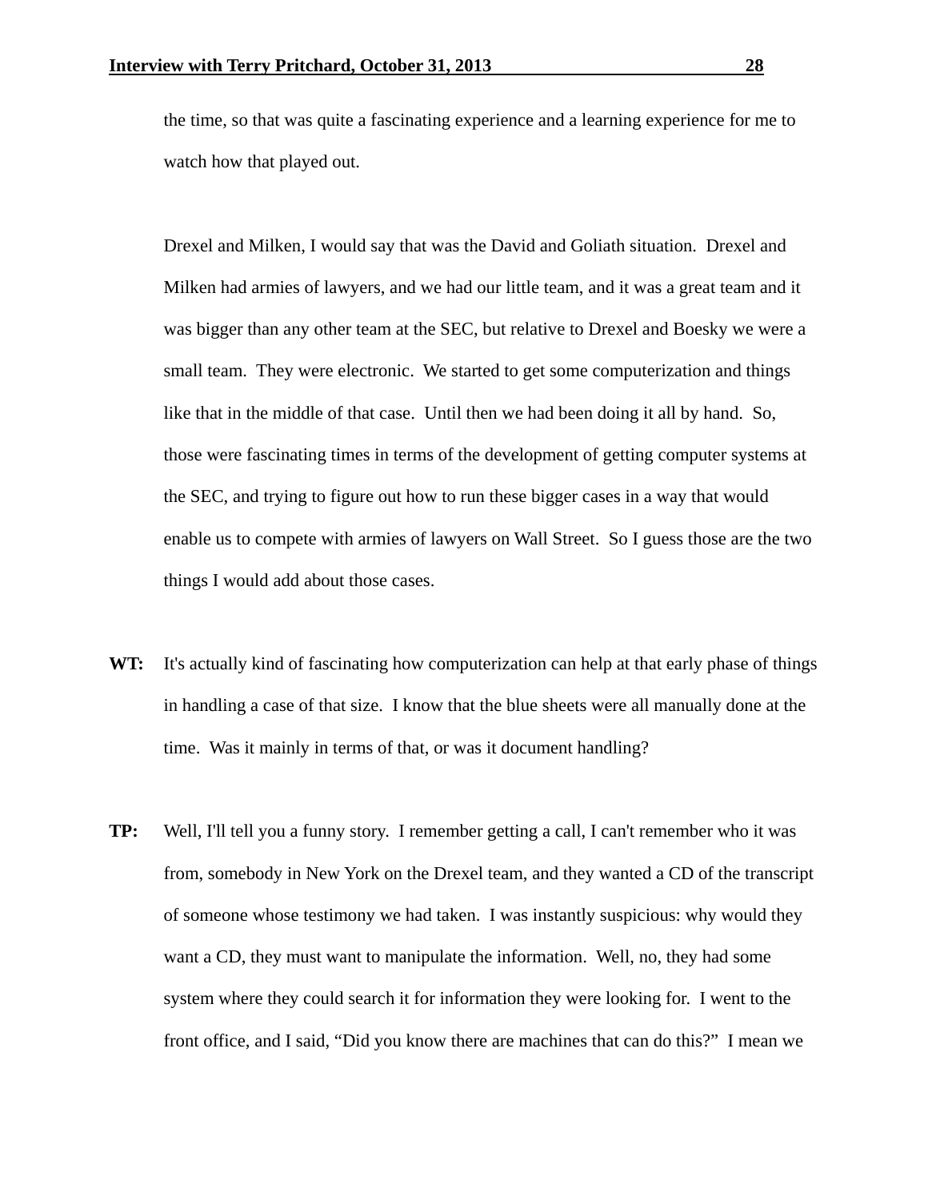the time, so that was quite a fascinating experience and a learning experience for me to watch how that played out.

Drexel and Milken, I would say that was the David and Goliath situation. Drexel and Milken had armies of lawyers, and we had our little team, and it was a great team and it was bigger than any other team at the SEC, but relative to Drexel and Boesky we were a small team. They were electronic. We started to get some computerization and things like that in the middle of that case. Until then we had been doing it all by hand. So, those were fascinating times in terms of the development of getting computer systems at the SEC, and trying to figure out how to run these bigger cases in a way that would enable us to compete with armies of lawyers on Wall Street. So I guess those are the two things I would add about those cases.

**WT:** It's actually kind of fascinating how computerization can help at that early phase of things in handling a case of that size. I know that the blue sheets were all manually done at the time. Was it mainly in terms of that, or was it document handling?

**TP:** Well, I'll tell you a funny story. I remember getting a call, I can't remember who it was from, somebody in New York on the Drexel team, and they wanted a CD of the transcript of someone whose testimony we had taken. I was instantly suspicious: why would they want a CD, they must want to manipulate the information. Well, no, they had some system where they could search it for information they were looking for. I went to the front office, and I said, "Did you know there are machines that can do this?" I mean we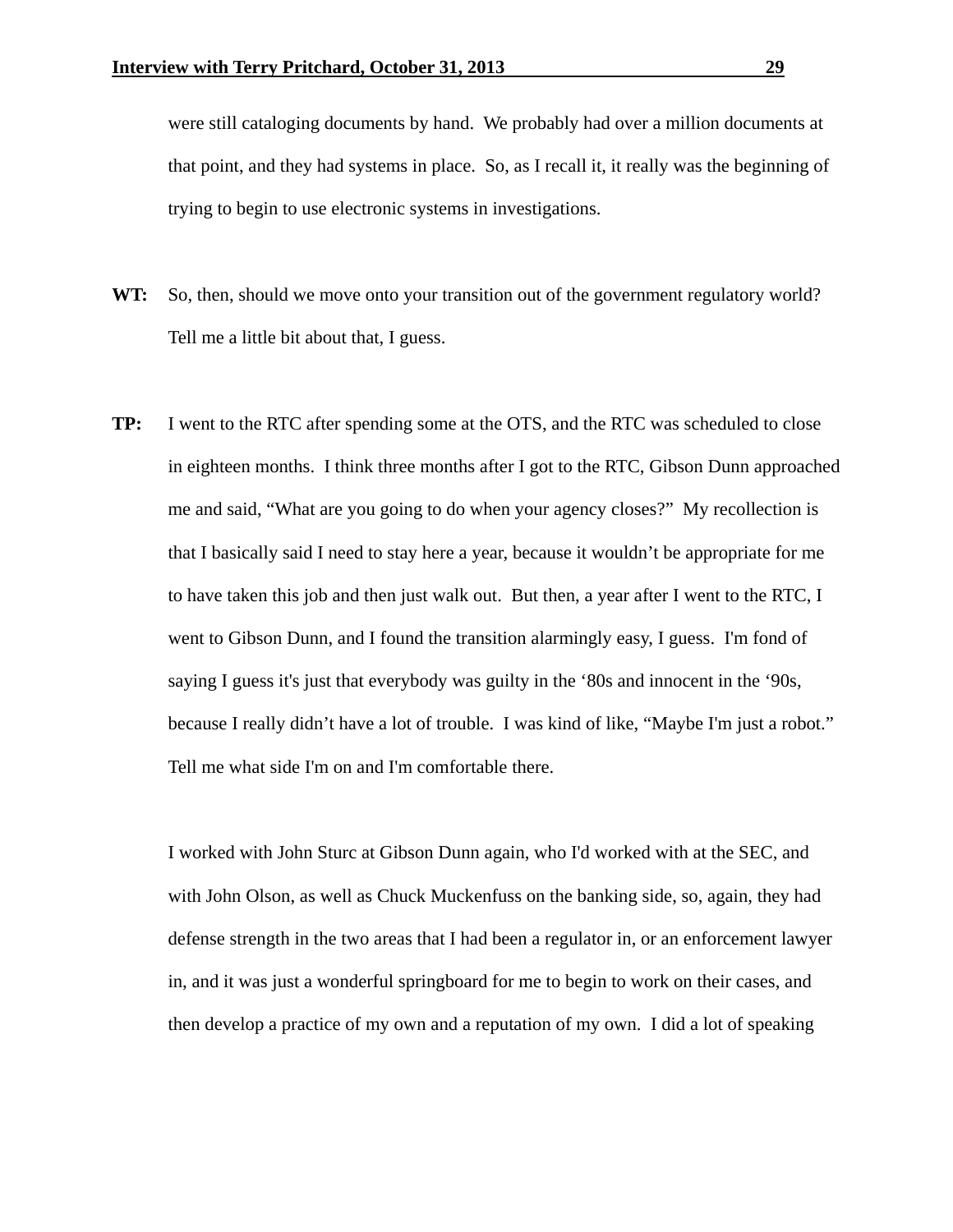were still cataloging documents by hand. We probably had over a million documents at that point, and they had systems in place. So, as I recall it, it really was the beginning of trying to begin to use electronic systems in investigations.

**WT:** So, then, should we move onto your transition out of the government regulatory world? Tell me a little bit about that, I guess.

**TP:** I went to the RTC after spending some at the OTS, and the RTC was scheduled to close in eighteen months. I think three months after I got to the RTC, Gibson Dunn approached me and said, "What are you going to do when your agency closes?" My recollection is that I basically said I need to stay here a year, because it wouldn't be appropriate for me to have taken this job and then just walk out. But then, a year after I went to the RTC, I went to Gibson Dunn, and I found the transition alarmingly easy, I guess. I'm fond of saying I guess it's just that everybody was guilty in the '80s and innocent in the '90s, because I really didn't have a lot of trouble. I was kind of like, "Maybe I'm just a robot." Tell me what side I'm on and I'm comfortable there.

I worked with John Sturc at Gibson Dunn again, who I'd worked with at the SEC, and with John Olson, as well as Chuck Muckenfuss on the banking side, so, again, they had defense strength in the two areas that I had been a regulator in, or an enforcement lawyer in, and it was just a wonderful springboard for me to begin to work on their cases, and then develop a practice of my own and a reputation of my own. I did a lot of speaking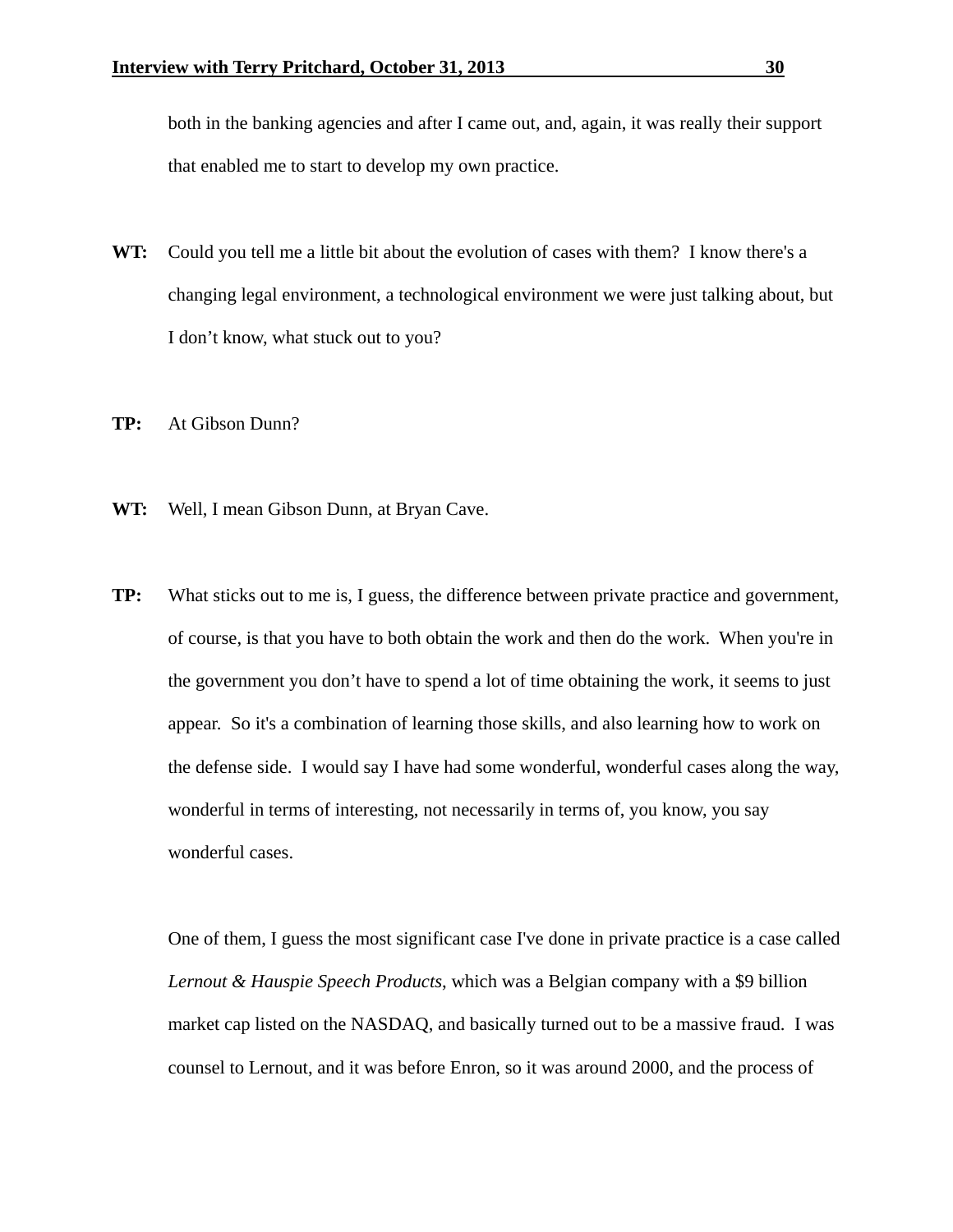both in the banking agencies and after I came out, and, again, it was really their support that enabled me to start to develop my own practice.

**WT:** Could you tell me a little bit about the evolution of cases with them? I know there's a changing legal environment, a technological environment we were just talking about, but I don't know, what stuck out to you?

**TP:** At Gibson Dunn?

**WT:** Well, I mean Gibson Dunn, at Bryan Cave.

**TP:** What sticks out to me is, I guess, the difference between private practice and government, of course, is that you have to both obtain the work and then do the work. When you're in the government you don't have to spend a lot of time obtaining the work, it seems to just appear. So it's a combination of learning those skills, and also learning how to work on the defense side. I would say I have had some wonderful, wonderful cases along the way, wonderful in terms of interesting, not necessarily in terms of, you know, you say wonderful cases.

One of them, I guess the most significant case I've done in private practice is a case called *Lernout & Hauspie Speech Products*, which was a Belgian company with a $9 billion market cap listed on the NASDAQ, and basically turned out to be a massive fraud. I was counsel to Lernout, and it was before Enron, so it was around 2000, and the process of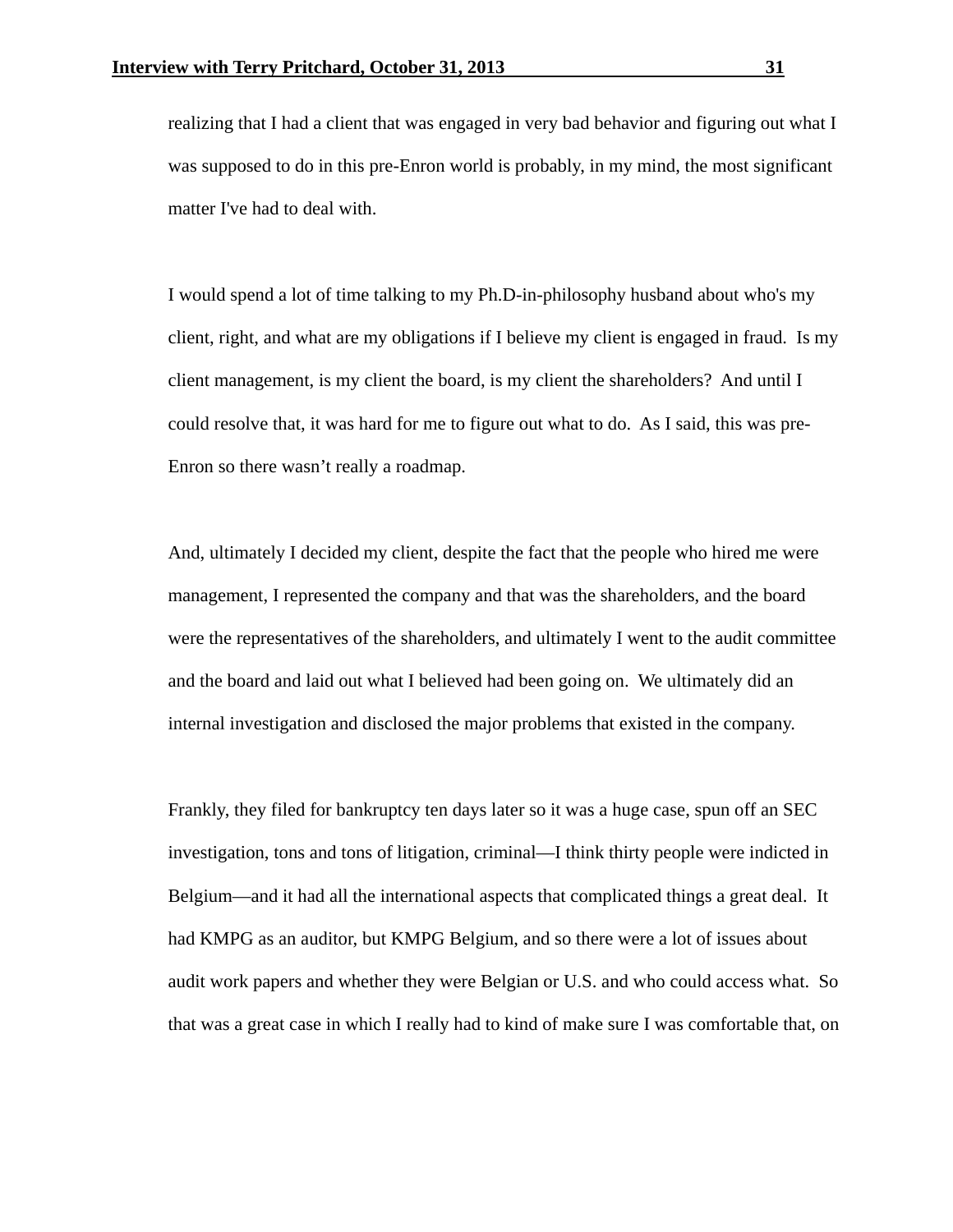realizing that I had a client that was engaged in very bad behavior and figuring out what I was supposed to do in this pre-Enron world is probably, in my mind, the most significant matter I've had to deal with.

I would spend a lot of time talking to my Ph.D-in-philosophy husband about who's my client, right, and what are my obligations if I believe my client is engaged in fraud. Is my client management, is my client the board, is my client the shareholders? And until I could resolve that, it was hard for me to figure out what to do. As I said, this was pre-Enron so there wasn't really a roadmap.

And, ultimately I decided my client, despite the fact that the people who hired me were management, I represented the company and that was the shareholders, and the board were the representatives of the shareholders, and ultimately I went to the audit committee and the board and laid out what I believed had been going on. We ultimately did an internal investigation and disclosed the major problems that existed in the company.

Frankly, they filed for bankruptcy ten days later so it was a huge case, spun off an SEC investigation, tons and tons of litigation, criminal—I think thirty people were indicted in Belgium—and it had all the international aspects that complicated things a great deal. It had KMPG as an auditor, but KMPG Belgium, and so there were a lot of issues about audit work papers and whether they were Belgian or U.S. and who could access what. So that was a great case in which I really had to kind of make sure I was comfortable that, on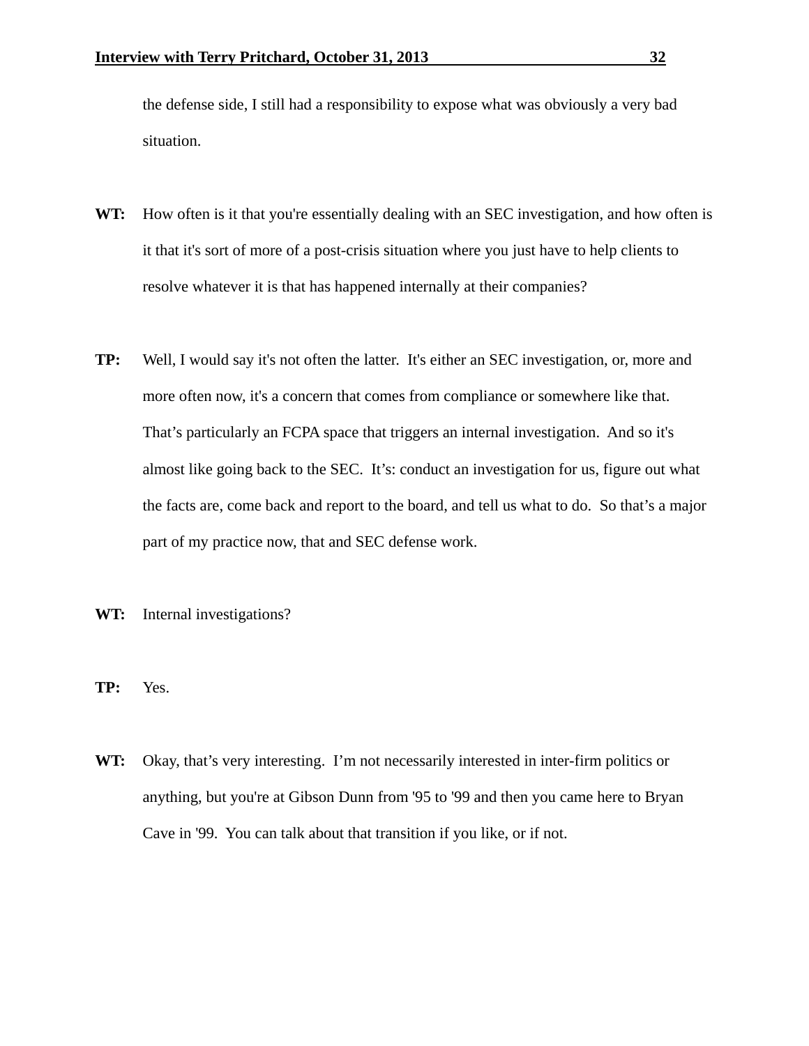the defense side, I still had a responsibility to expose what was obviously a very bad situation.

**WT:** How often is it that you're essentially dealing with an SEC investigation, and how often is it that it's sort of more of a post-crisis situation where you just have to help clients to resolve whatever it is that has happened internally at their companies?

**TP:** Well, I would say it's not often the latter. It's either an SEC investigation, or, more and more often now, it's a concern that comes from compliance or somewhere like that. That’s particularly an FCPA space that triggers an internal investigation. And so it's almost like going back to the SEC. It’s: conduct an investigation for us, figure out what the facts are, come back and report to the board, and tell us what to do. So that’s a major part of my practice now, that and SEC defense work.

**WT:** Internal investigations?

**TP:** Yes.

**WT:** Okay, that’s very interesting. I’m not necessarily interested in inter-firm politics or anything, but you're at Gibson Dunn from '95 to '99 and then you came here to Bryan Cave in '99. You can talk about that transition if you like, or if not.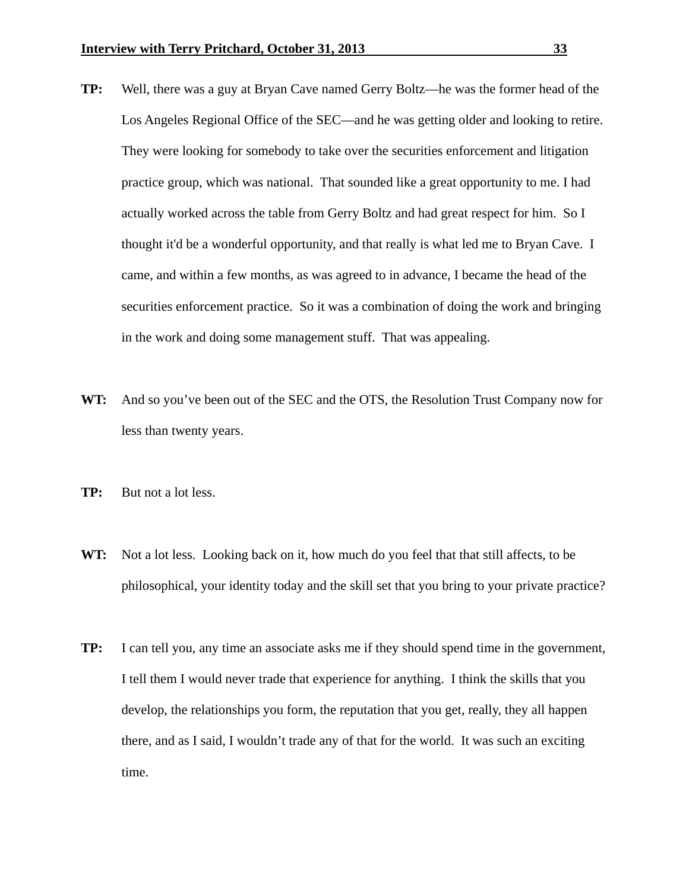**TP:** Well, there was a guy at Bryan Cave named Gerry Boltz—he was the former head of the Los Angeles Regional Office of the SEC—and he was getting older and looking to retire. They were looking for somebody to take over the securities enforcement and litigation practice group, which was national. That sounded like a great opportunity to me. I had actually worked across the table from Gerry Boltz and had great respect for him. So I thought it'd be a wonderful opportunity, and that really is what led me to Bryan Cave. I came, and within a few months, as was agreed to in advance, I became the head of the securities enforcement practice. So it was a combination of doing the work and bringing in the work and doing some management stuff. That was appealing.

**WT:** And so you've been out of the SEC and the OTS, the Resolution Trust Company now for less than twenty years.

**TP:** But not a lot less.

**WT:** Not a lot less. Looking back on it, how much do you feel that that still affects, to be philosophical, your identity today and the skill set that you bring to your private practice?

**TP:** I can tell you, any time an associate asks me if they should spend time in the government, I tell them I would never trade that experience for anything. I think the skills that you develop, the relationships you form, the reputation that you get, really, they all happen there, and as I said, I wouldn't trade any of that for the world. It was such an exciting time.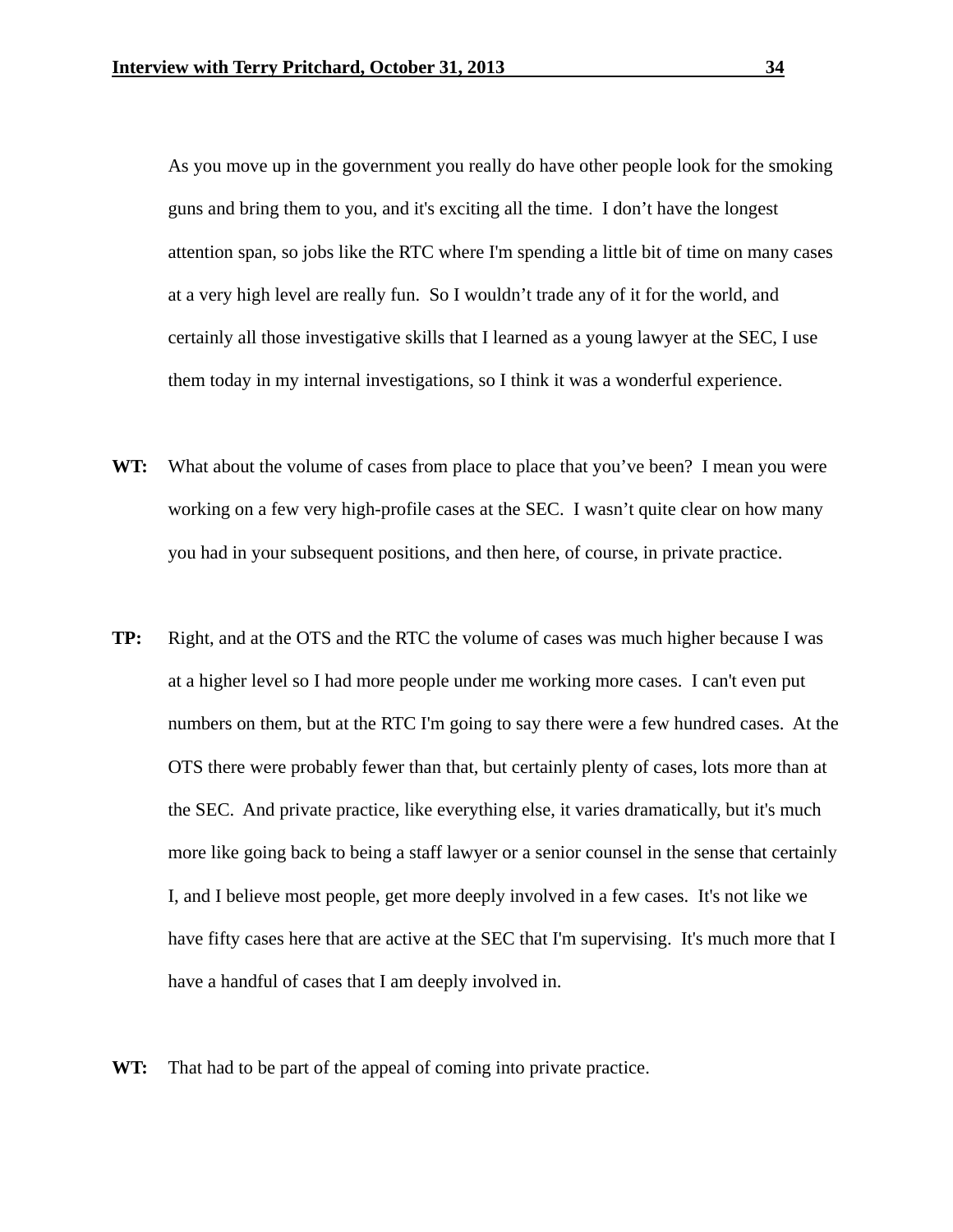As you move up in the government you really do have other people look for the smoking guns and bring them to you, and it's exciting all the time. I don't have the longest attention span, so jobs like the RTC where I'm spending a little bit of time on many cases at a very high level are really fun. So I wouldn't trade any of it for the world, and certainly all those investigative skills that I learned as a young lawyer at the SEC, I use them today in my internal investigations, so I think it was a wonderful experience.

**WT:** What about the volume of cases from place to place that you've been? I mean you were working on a few very high-profile cases at the SEC. I wasn't quite clear on how many you had in your subsequent positions, and then here, of course, in private practice.

**TP:** Right, and at the OTS and the RTC the volume of cases was much higher because I was at a higher level so I had more people under me working more cases. I can't even put numbers on them, but at the RTC I'm going to say there were a few hundred cases. At the OTS there were probably fewer than that, but certainly plenty of cases, lots more than at the SEC. And private practice, like everything else, it varies dramatically, but it's much more like going back to being a staff lawyer or a senior counsel in the sense that certainly I, and I believe most people, get more deeply involved in a few cases. It's not like we have fifty cases here that are active at the SEC that I'm supervising. It's much more that I have a handful of cases that I am deeply involved in.

**WT:** That had to be part of the appeal of coming into private practice.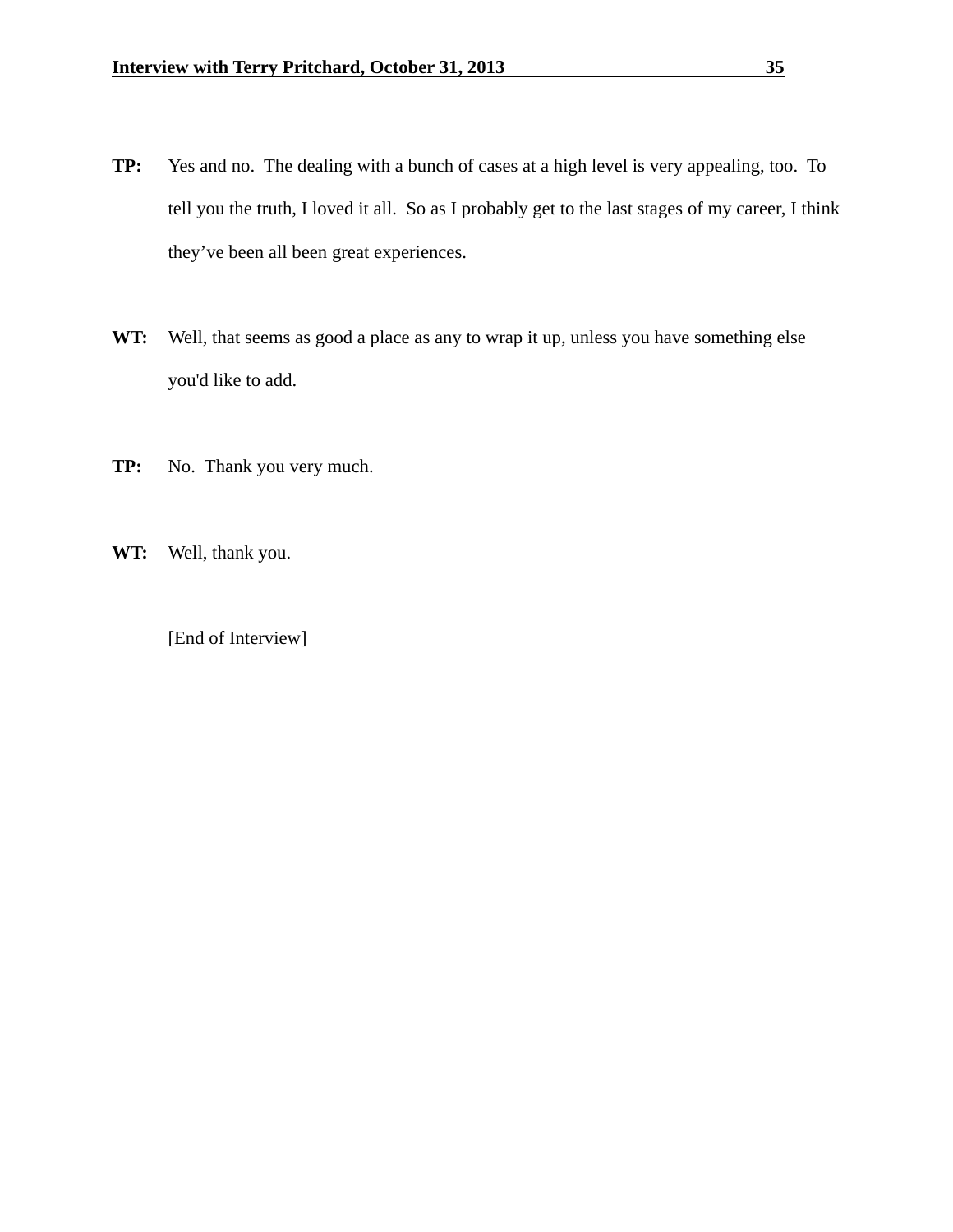**TP:** Yes and no. The dealing with a bunch of cases at a high level is very appealing, too. To tell you the truth, I loved it all. So as I probably get to the last stages of my career, I think they've been all been great experiences.

**WT:** Well, that seems as good a place as any to wrap it up, unless you have something else you'd like to add.

**TP:** No. Thank you very much.

**WT:** Well, thank you.

[End of Interview]